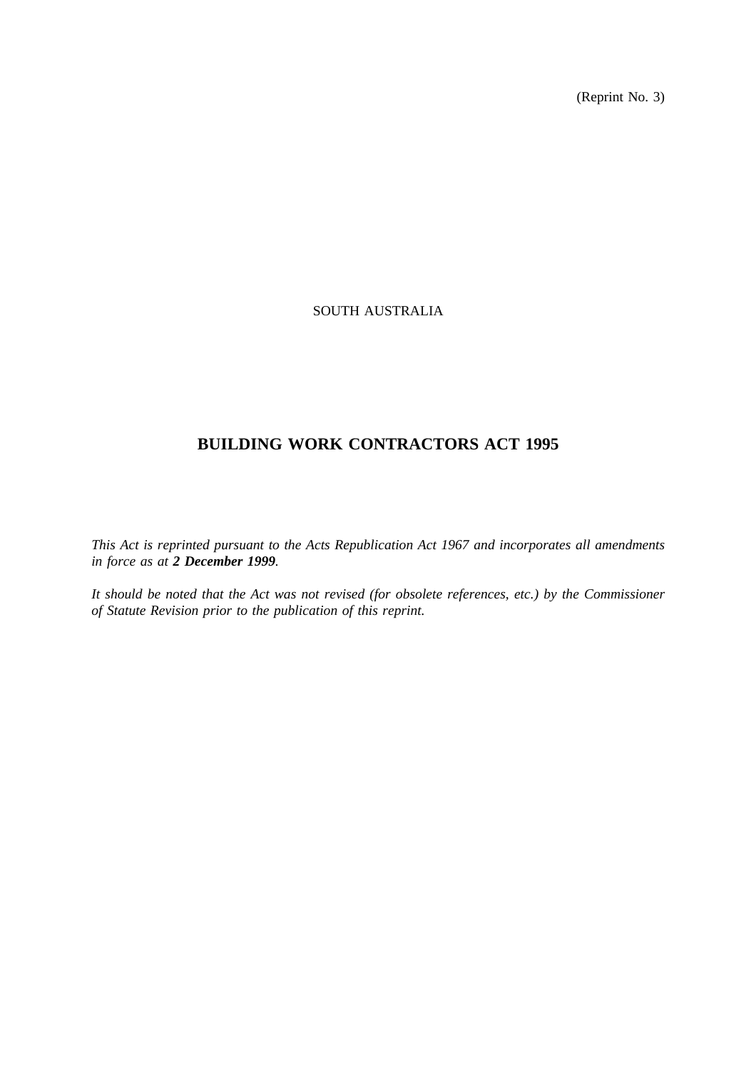(Reprint No. 3)

SOUTH AUSTRALIA

# BUILDING WORK CONTRACTORS ACT 1995

*This Act is reprinted pursuant to the Acts Republication Act 1967 and incorporates all amendments in force as at **2 December 1999**.*

*It should be noted that the Act was not revised (for obsolete references, etc.) by the Commissioner of Statute Revision prior to the publication of this reprint.*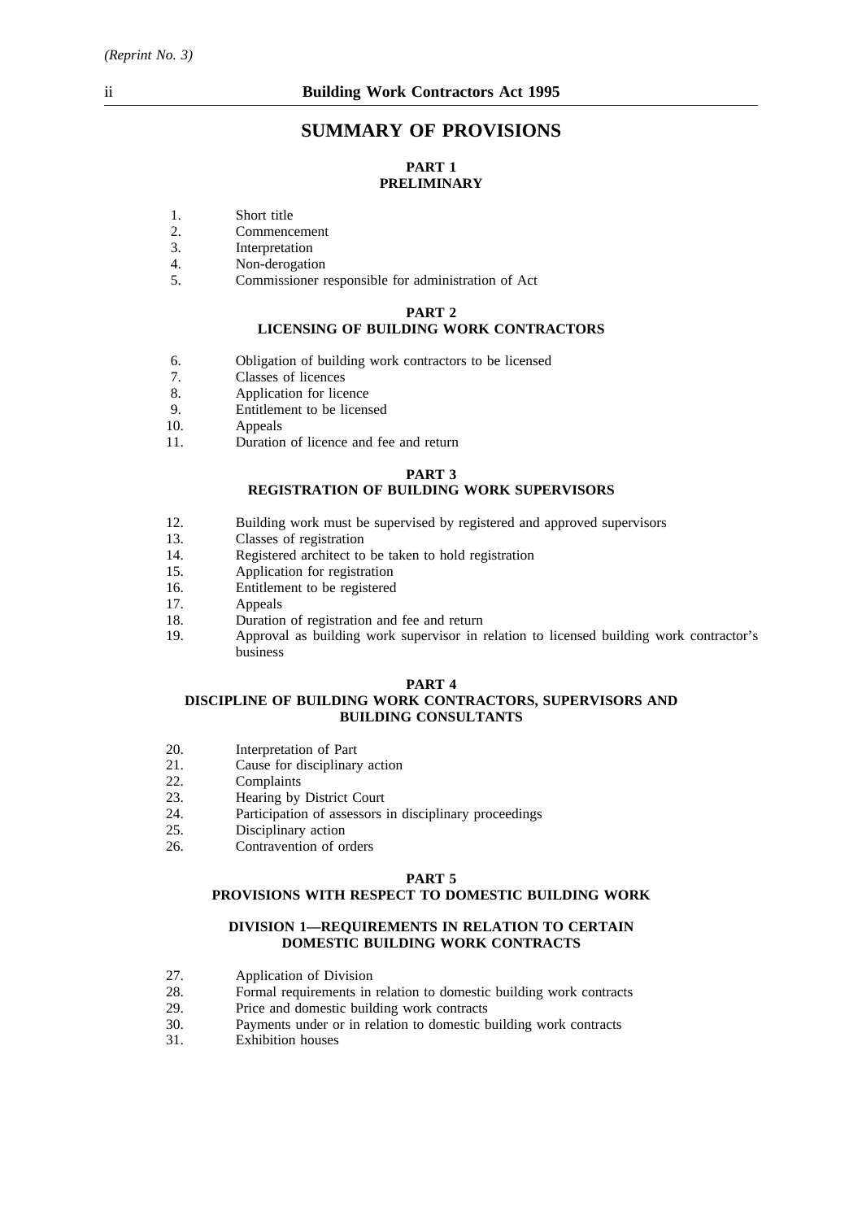# SUMMARY OF PROVISIONS

## PART 1
## PRELIMINARY

1. Short title
2. Commencement
3. Interpretation
4. Non-derogation
5. Commissioner responsible for administration of Act

## PART 2
## LICENSING OF BUILDING WORK CONTRACTORS

6. Obligation of building work contractors to be licensed
7. Classes of licences
8. Application for licence
9. Entitlement to be licensed
10. Appeals
11. Duration of licence and fee and return

## PART 3
## REGISTRATION OF BUILDING WORK SUPERVISORS

12. Building work must be supervised by registered and approved supervisors
13. Classes of registration
14. Registered architect to be taken to hold registration
15. Application for registration
16. Entitlement to be registered
17. Appeals
18. Duration of registration and fee and return
19. Approval as building work supervisor in relation to licensed building work contractor's business

## PART 4
## DISCIPLINE OF BUILDING WORK CONTRACTORS, SUPERVISORS AND BUILDING CONSULTANTS

20. Interpretation of Part
21. Cause for disciplinary action
22. Complaints
23. Hearing by District Court
24. Participation of assessors in disciplinary proceedings
25. Disciplinary action
26. Contravention of orders

## PART 5
## PROVISIONS WITH RESPECT TO DOMESTIC BUILDING WORK

### DIVISION 1—REQUIREMENTS IN RELATION TO CERTAIN DOMESTIC BUILDING WORK CONTRACTS

27. Application of Division
28. Formal requirements in relation to domestic building work contracts
29. Price and domestic building work contracts
30. Payments under or in relation to domestic building work contracts
31. Exhibition houses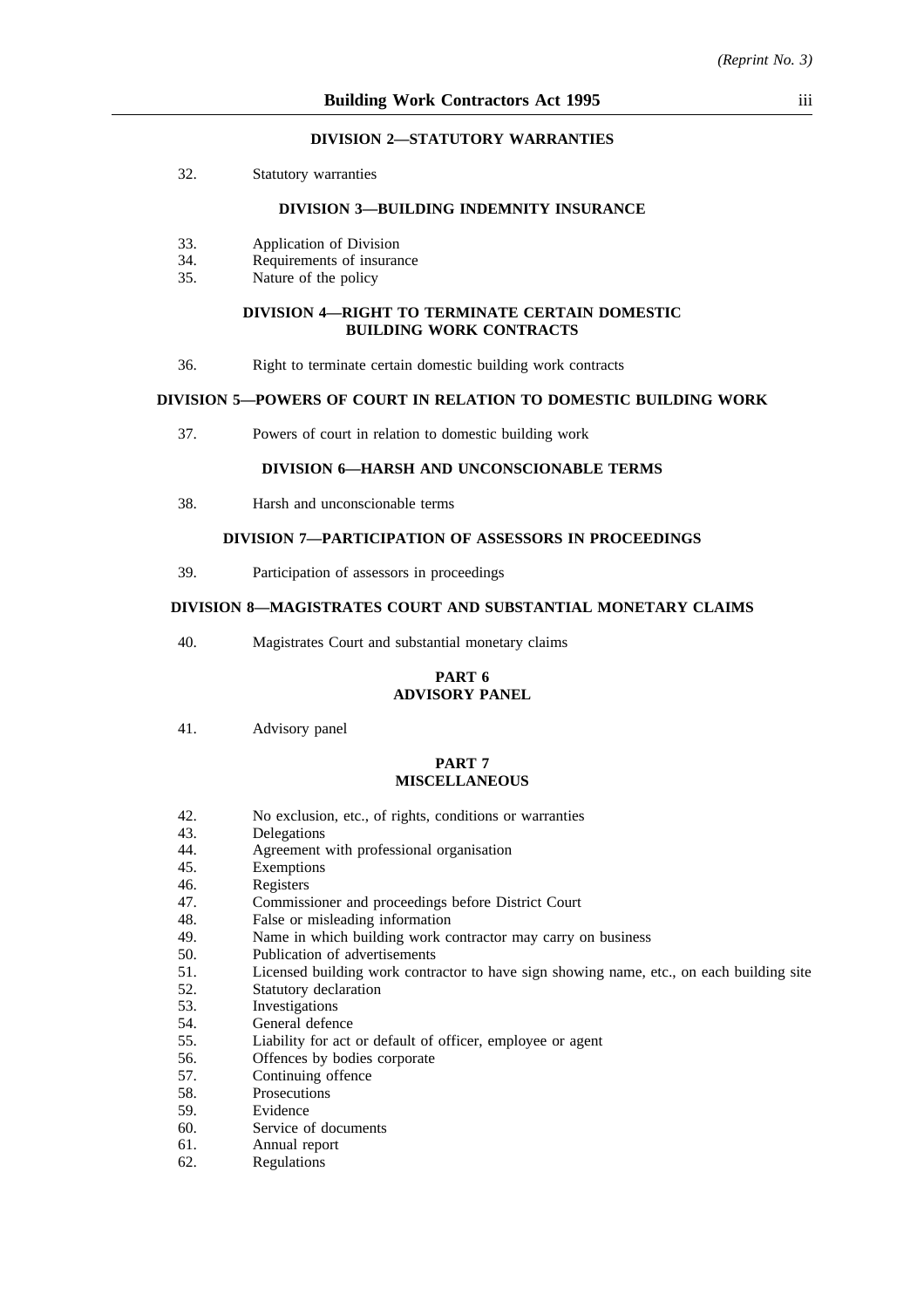### DIVISION 2—STATUTORY WARRANTIES

32. Statutory warranties

### DIVISION 3—BUILDING INDEMNITY INSURANCE

33. Application of Division
34. Requirements of insurance
35. Nature of the policy

### DIVISION 4—RIGHT TO TERMINATE CERTAIN DOMESTIC BUILDING WORK CONTRACTS

36. Right to terminate certain domestic building work contracts

### DIVISION 5—POWERS OF COURT IN RELATION TO DOMESTIC BUILDING WORK

37. Powers of court in relation to domestic building work

### DIVISION 6—HARSH AND UNCONSCIONABLE TERMS

38. Harsh and unconscionable terms

### DIVISION 7—PARTICIPATION OF ASSESSORS IN PROCEEDINGS

39. Participation of assessors in proceedings

### DIVISION 8—MAGISTRATES COURT AND SUBSTANTIAL MONETARY CLAIMS

40. Magistrates Court and substantial monetary claims

## PART 6
## ADVISORY PANEL

41. Advisory panel

## PART 7
## MISCELLANEOUS

42. No exclusion, etc., of rights, conditions or warranties
43. Delegations
44. Agreement with professional organisation
45. Exemptions
46. Registers
47. Commissioner and proceedings before District Court
48. False or misleading information
49. Name in which building work contractor may carry on business
50. Publication of advertisements
51. Licensed building work contractor to have sign showing name, etc., on each building site
52. Statutory declaration
53. Investigations
54. General defence
55. Liability for act or default of officer, employee or agent
56. Offences by bodies corporate
57. Continuing offence
58. Prosecutions
59. Evidence
60. Service of documents
61. Annual report
62. Regulations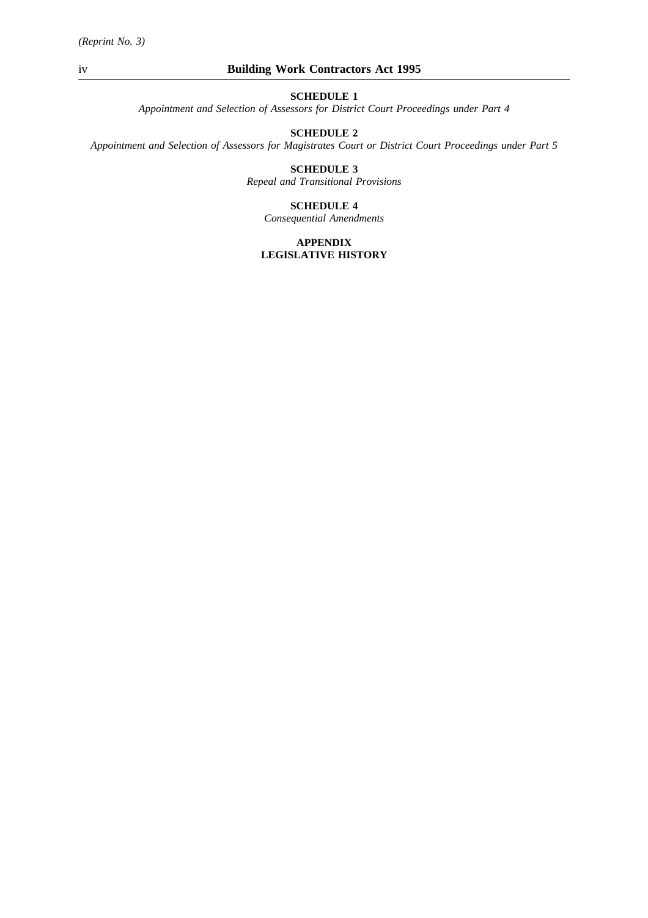**SCHEDULE 1**

*Appointment and Selection of Assessors for District Court Proceedings under Part 4*

**SCHEDULE 2**

*Appointment and Selection of Assessors for Magistrates Court or District Court Proceedings under Part 5*

**SCHEDULE 3**

*Repeal and Transitional Provisions*

**SCHEDULE 4**

*Consequential Amendments*

**APPENDIX**

**LEGISLATIVE HISTORY**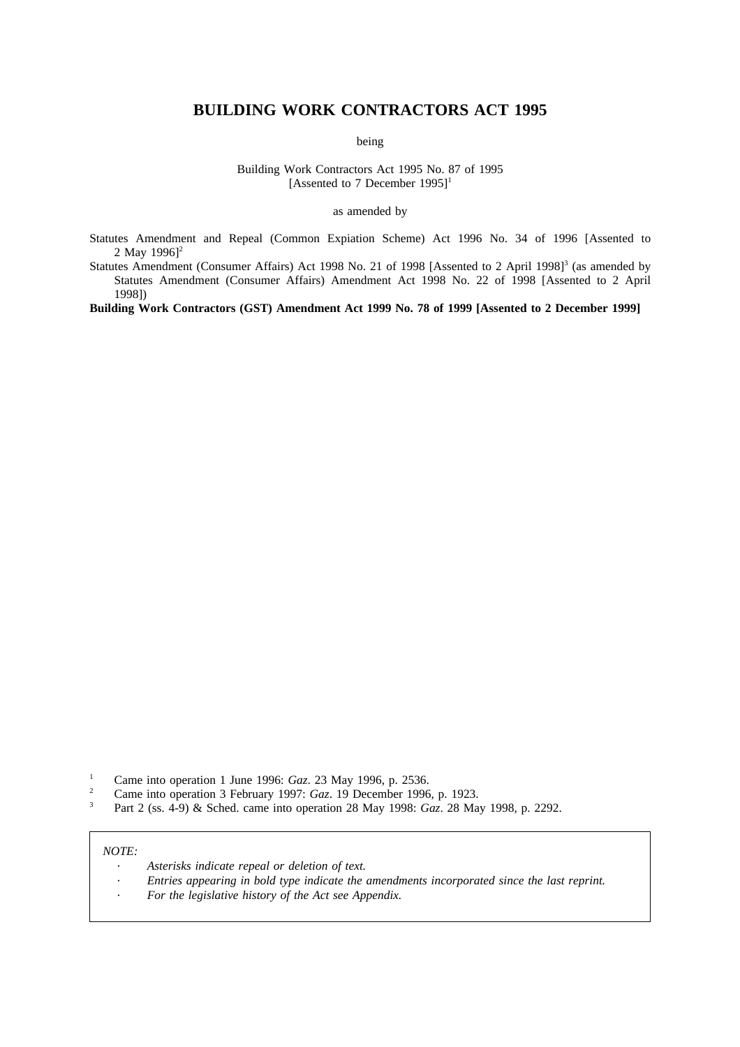# BUILDING WORK CONTRACTORS ACT 1995

being

Building Work Contractors Act 1995 No. 87 of 1995
[Assented to 7 December 1995][1]

as amended by

Statutes Amendment and Repeal (Common Expiation Scheme) Act 1996 No. 34 of 1996 [Assented to 2 May 1996][2]

Statutes Amendment (Consumer Affairs) Act 1998 No. 21 of 1998 [Assented to 2 April 1998][3] (as amended by Statutes Amendment (Consumer Affairs) Amendment Act 1998 No. 22 of 1998 [Assented to 2 April 1998])

**Building Work Contractors (GST) Amendment Act 1999 No. 78 of 1999 [Assented to 2 December 1999]**

[1] Came into operation 1 June 1996: *Gaz*. 23 May 1996, p. 2536.

[2] Came into operation 3 February 1997: *Gaz*. 19 December 1996, p. 1923.

[3] Part 2 (ss. 4-9) & Sched. came into operation 28 May 1998: *Gaz*. 28 May 1998, p. 2292.

*NOTE:*

- *Asterisks indicate repeal or deletion of text.*
- *Entries appearing in bold type indicate the amendments incorporated since the last reprint.*
- *For the legislative history of the Act see Appendix.*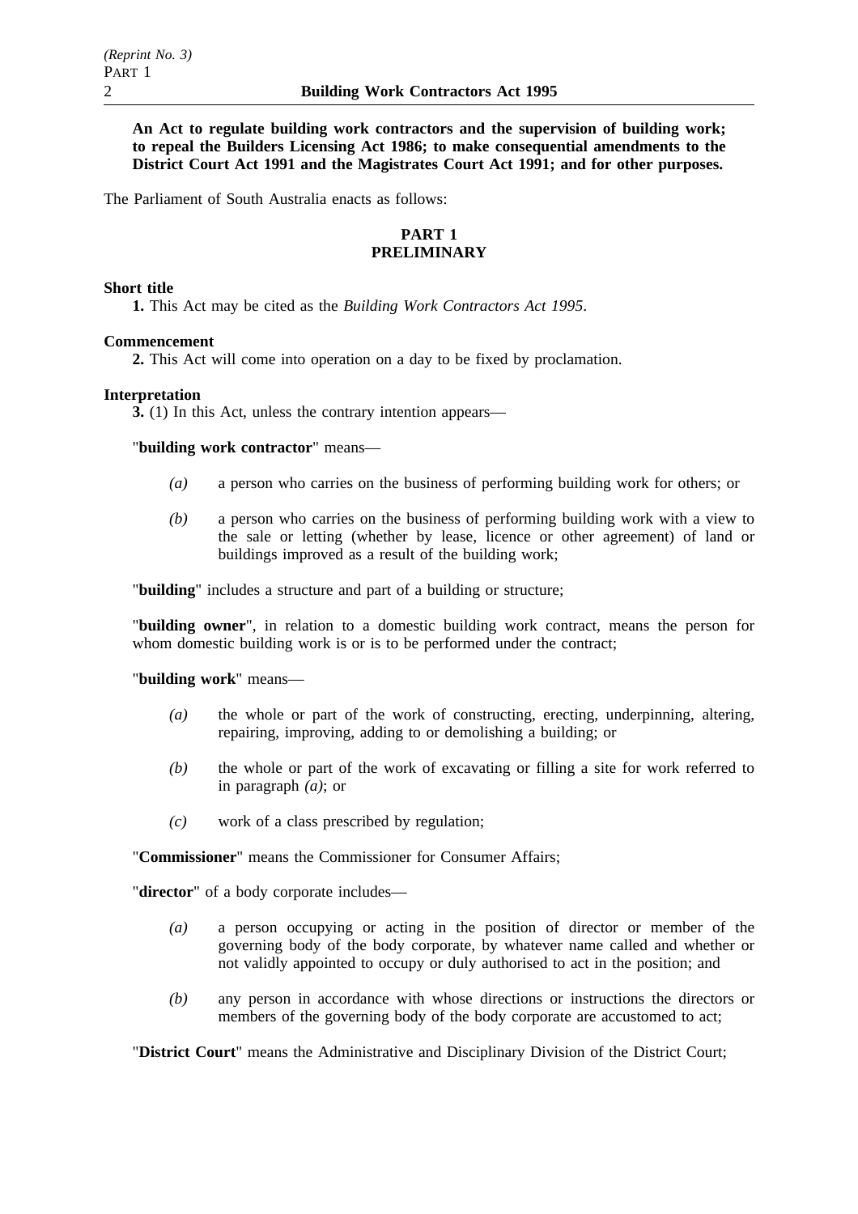**An Act to regulate building work contractors and the supervision of building work; to repeal the Builders Licensing Act 1986; to make consequential amendments to the District Court Act 1991 and the Magistrates Court Act 1991; and for other purposes.**

The Parliament of South Australia enacts as follows:

## PART 1
## PRELIMINARY

**Short title**

**1.** This Act may be cited as the *Building Work Contractors Act 1995*.

**Commencement**

**2.** This Act will come into operation on a day to be fixed by proclamation.

**Interpretation**

**3.** (1) In this Act, unless the contrary intention appears—

"**building work contractor**" means—

*(a)* a person who carries on the business of performing building work for others; or

*(b)* a person who carries on the business of performing building work with a view to the sale or letting (whether by lease, licence or other agreement) of land or buildings improved as a result of the building work;

"**building**" includes a structure and part of a building or structure;

"**building owner**", in relation to a domestic building work contract, means the person for whom domestic building work is or is to be performed under the contract;

"**building work**" means—

*(a)* the whole or part of the work of constructing, erecting, underpinning, altering, repairing, improving, adding to or demolishing a building; or

*(b)* the whole or part of the work of excavating or filling a site for work referred to in paragraph *(a)*; or

*(c)* work of a class prescribed by regulation;

"**Commissioner**" means the Commissioner for Consumer Affairs;

"**director**" of a body corporate includes—

*(a)* a person occupying or acting in the position of director or member of the governing body of the body corporate, by whatever name called and whether or not validly appointed to occupy or duly authorised to act in the position; and

*(b)* any person in accordance with whose directions or instructions the directors or members of the governing body of the body corporate are accustomed to act;

"**District Court**" means the Administrative and Disciplinary Division of the District Court;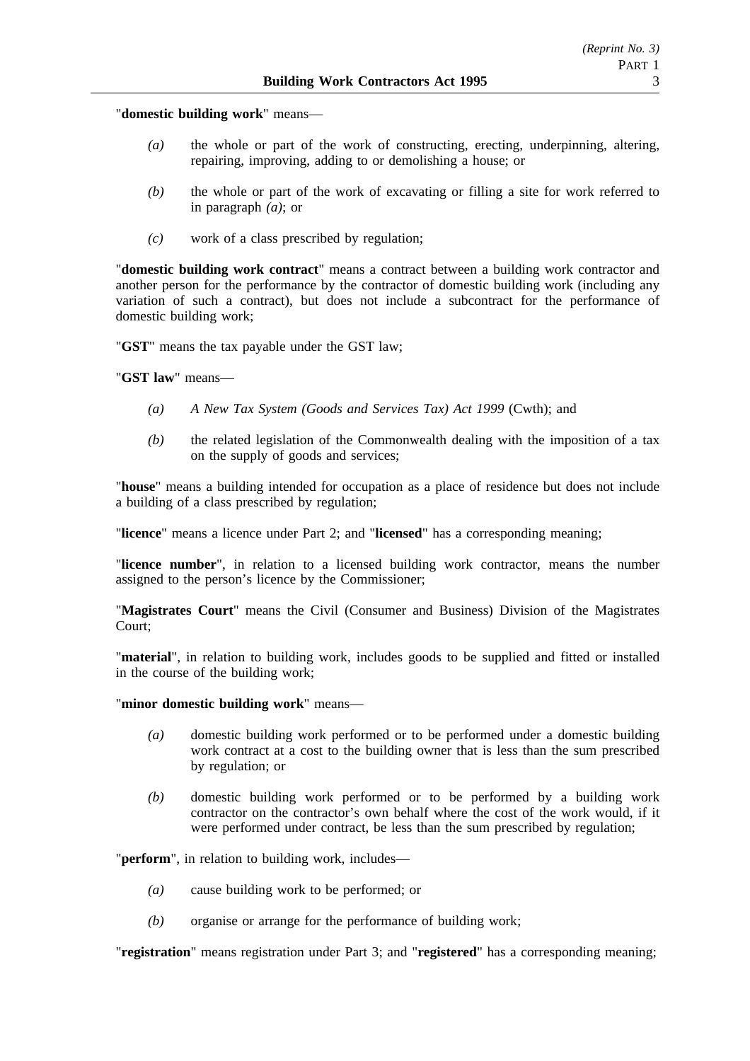"**domestic building work**" means—

*(a)* the whole or part of the work of constructing, erecting, underpinning, altering, repairing, improving, adding to or demolishing a house; or

*(b)* the whole or part of the work of excavating or filling a site for work referred to in paragraph *(a)*; or

*(c)* work of a class prescribed by regulation;

"**domestic building work contract**" means a contract between a building work contractor and another person for the performance by the contractor of domestic building work (including any variation of such a contract), but does not include a subcontract for the performance of domestic building work;

"**GST**" means the tax payable under the GST law;

"**GST law**" means—

*(a)* *A New Tax System (Goods and Services Tax) Act 1999* (Cwth); and

*(b)* the related legislation of the Commonwealth dealing with the imposition of a tax on the supply of goods and services;

"**house**" means a building intended for occupation as a place of residence but does not include a building of a class prescribed by regulation;

"**licence**" means a licence under Part 2; and "**licensed**" has a corresponding meaning;

"**licence number**", in relation to a licensed building work contractor, means the number assigned to the person's licence by the Commissioner;

"**Magistrates Court**" means the Civil (Consumer and Business) Division of the Magistrates Court;

"**material**", in relation to building work, includes goods to be supplied and fitted or installed in the course of the building work;

"**minor domestic building work**" means—

*(a)* domestic building work performed or to be performed under a domestic building work contract at a cost to the building owner that is less than the sum prescribed by regulation; or

*(b)* domestic building work performed or to be performed by a building work contractor on the contractor's own behalf where the cost of the work would, if it were performed under contract, be less than the sum prescribed by regulation;

"**perform**", in relation to building work, includes—

*(a)* cause building work to be performed; or

*(b)* organise or arrange for the performance of building work;

"**registration**" means registration under Part 3; and "**registered**" has a corresponding meaning;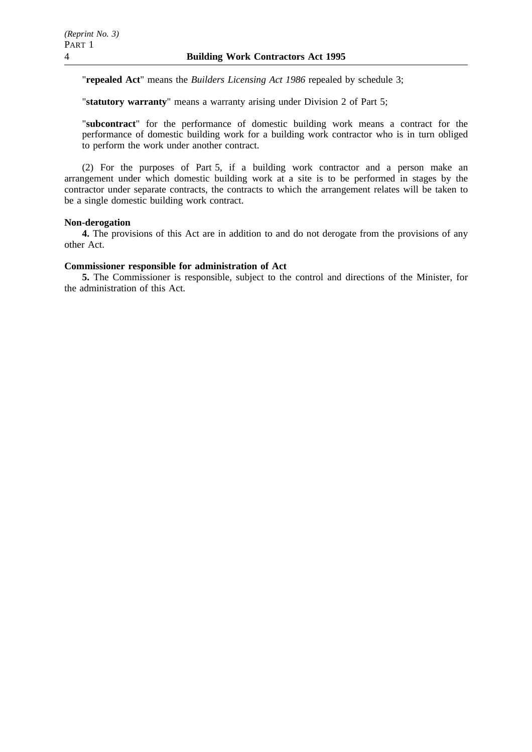"**repealed Act**" means the *Builders Licensing Act 1986* repealed by schedule 3;

"**statutory warranty**" means a warranty arising under Division 2 of Part 5;

"**subcontract**" for the performance of domestic building work means a contract for the performance of domestic building work for a building work contractor who is in turn obliged to perform the work under another contract.

(2) For the purposes of Part 5, if a building work contractor and a person make an arrangement under which domestic building work at a site is to be performed in stages by the contractor under separate contracts, the contracts to which the arrangement relates will be taken to be a single domestic building work contract.

**Non-derogation**

**4.** The provisions of this Act are in addition to and do not derogate from the provisions of any other Act.

**Commissioner responsible for administration of Act**

**5.** The Commissioner is responsible, subject to the control and directions of the Minister, for the administration of this Act.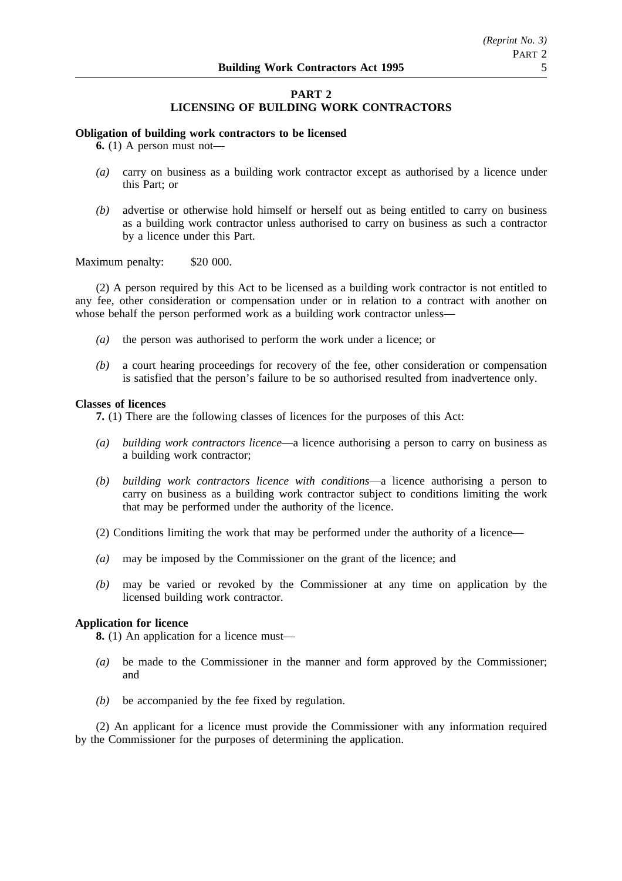## PART 2
## LICENSING OF BUILDING WORK CONTRACTORS

**Obligation of building work contractors to be licensed**

**6.** (1) A person must not—

*(a)* carry on business as a building work contractor except as authorised by a licence under this Part; or

*(b)* advertise or otherwise hold himself or herself out as being entitled to carry on business as a building work contractor unless authorised to carry on business as such a contractor by a licence under this Part.

Maximum penalty: $20 000.

(2) A person required by this Act to be licensed as a building work contractor is not entitled to any fee, other consideration or compensation under or in relation to a contract with another on whose behalf the person performed work as a building work contractor unless—

*(a)* the person was authorised to perform the work under a licence; or

*(b)* a court hearing proceedings for recovery of the fee, other consideration or compensation is satisfied that the person's failure to be so authorised resulted from inadvertence only.

**Classes of licences**

**7.** (1) There are the following classes of licences for the purposes of this Act:

*(a)* *building work contractors licence*—a licence authorising a person to carry on business as a building work contractor;

*(b)* *building work contractors licence with conditions*—a licence authorising a person to carry on business as a building work contractor subject to conditions limiting the work that may be performed under the authority of the licence.

(2) Conditions limiting the work that may be performed under the authority of a licence—

*(a)* may be imposed by the Commissioner on the grant of the licence; and

*(b)* may be varied or revoked by the Commissioner at any time on application by the licensed building work contractor.

**Application for licence**

**8.** (1) An application for a licence must—

*(a)* be made to the Commissioner in the manner and form approved by the Commissioner; and

*(b)* be accompanied by the fee fixed by regulation.

(2) An applicant for a licence must provide the Commissioner with any information required by the Commissioner for the purposes of determining the application.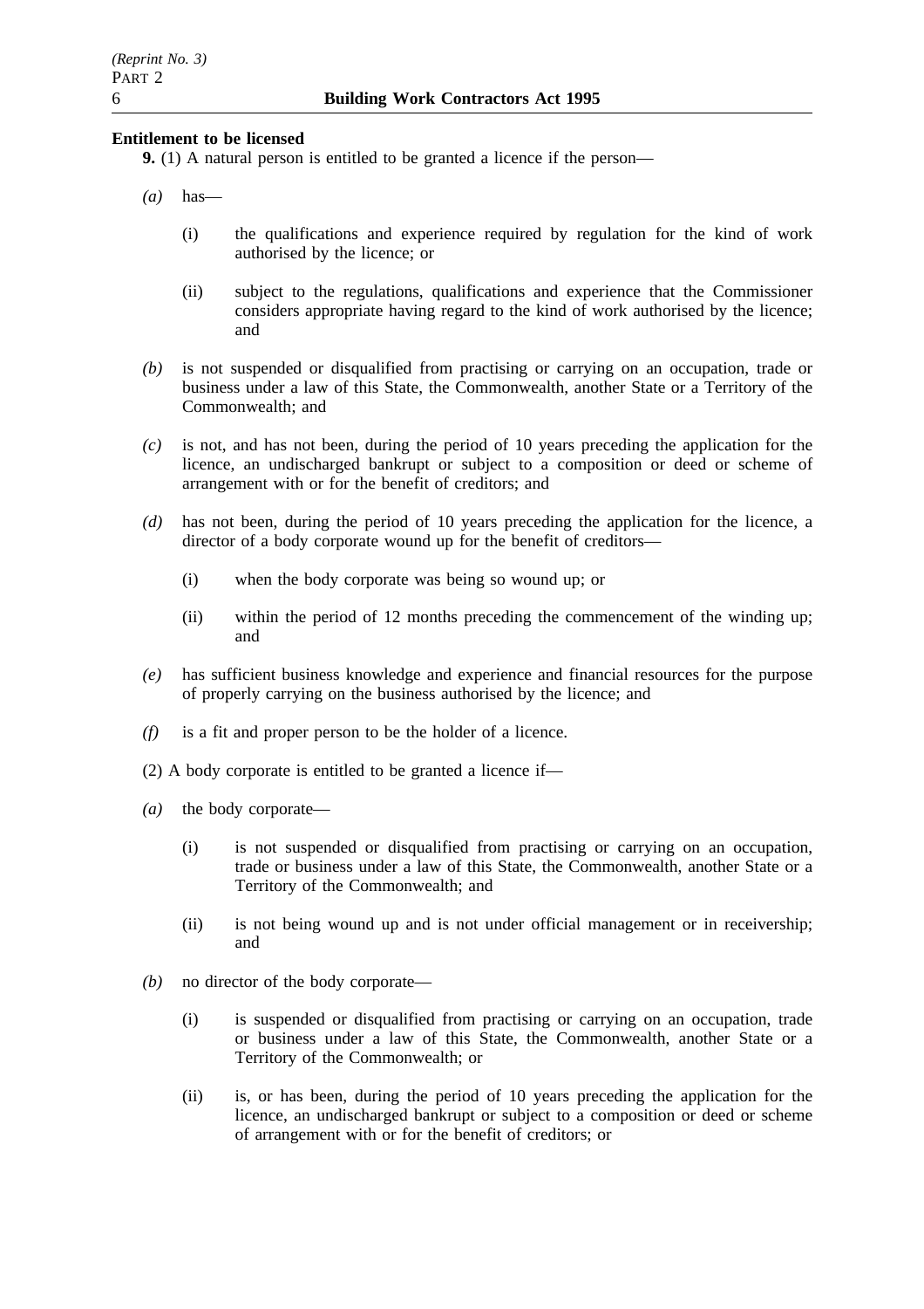**Entitlement to be licensed**

**9.** (1) A natural person is entitled to be granted a licence if the person—

*(a)* has—

(i) the qualifications and experience required by regulation for the kind of work authorised by the licence; or

(ii) subject to the regulations, qualifications and experience that the Commissioner considers appropriate having regard to the kind of work authorised by the licence; and

*(b)* is not suspended or disqualified from practising or carrying on an occupation, trade or business under a law of this State, the Commonwealth, another State or a Territory of the Commonwealth; and

*(c)* is not, and has not been, during the period of 10 years preceding the application for the licence, an undischarged bankrupt or subject to a composition or deed or scheme of arrangement with or for the benefit of creditors; and

*(d)* has not been, during the period of 10 years preceding the application for the licence, a director of a body corporate wound up for the benefit of creditors—

(i) when the body corporate was being so wound up; or

(ii) within the period of 12 months preceding the commencement of the winding up; and

*(e)* has sufficient business knowledge and experience and financial resources for the purpose of properly carrying on the business authorised by the licence; and

*(f)* is a fit and proper person to be the holder of a licence.

(2) A body corporate is entitled to be granted a licence if—

*(a)* the body corporate—

(i) is not suspended or disqualified from practising or carrying on an occupation, trade or business under a law of this State, the Commonwealth, another State or a Territory of the Commonwealth; and

(ii) is not being wound up and is not under official management or in receivership; and

*(b)* no director of the body corporate—

(i) is suspended or disqualified from practising or carrying on an occupation, trade or business under a law of this State, the Commonwealth, another State or a Territory of the Commonwealth; or

(ii) is, or has been, during the period of 10 years preceding the application for the licence, an undischarged bankrupt or subject to a composition or deed or scheme of arrangement with or for the benefit of creditors; or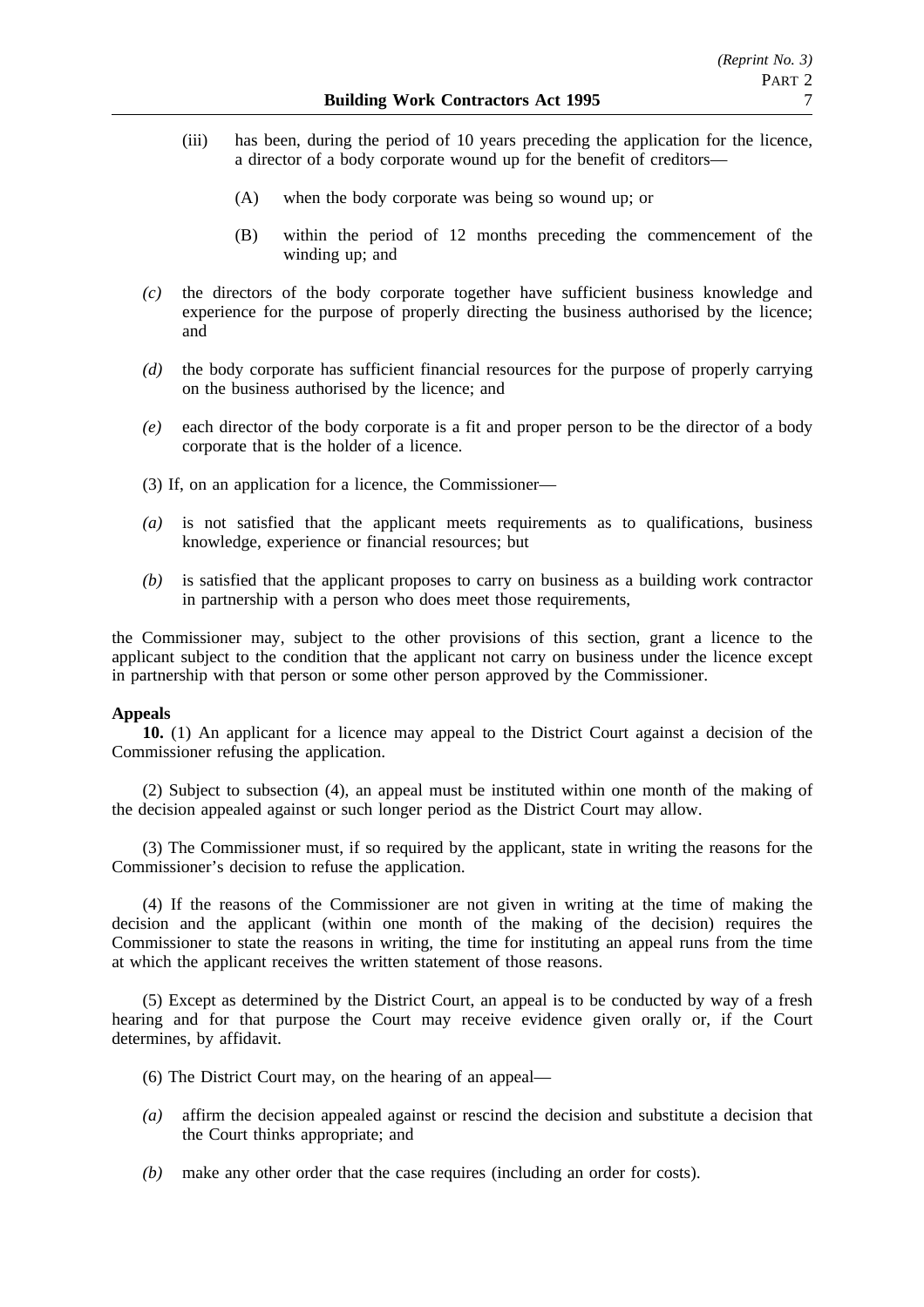(iii) has been, during the period of 10 years preceding the application for the licence, a director of a body corporate wound up for the benefit of creditors—

(A) when the body corporate was being so wound up; or

(B) within the period of 12 months preceding the commencement of the winding up; and

*(c)* the directors of the body corporate together have sufficient business knowledge and experience for the purpose of properly directing the business authorised by the licence; and

*(d)* the body corporate has sufficient financial resources for the purpose of properly carrying on the business authorised by the licence; and

*(e)* each director of the body corporate is a fit and proper person to be the director of a body corporate that is the holder of a licence.

(3) If, on an application for a licence, the Commissioner—

*(a)* is not satisfied that the applicant meets requirements as to qualifications, business knowledge, experience or financial resources; but

*(b)* is satisfied that the applicant proposes to carry on business as a building work contractor in partnership with a person who does meet those requirements,

the Commissioner may, subject to the other provisions of this section, grant a licence to the applicant subject to the condition that the applicant not carry on business under the licence except in partnership with that person or some other person approved by the Commissioner.

**Appeals**

**10.** (1) An applicant for a licence may appeal to the District Court against a decision of the Commissioner refusing the application.

(2) Subject to subsection (4), an appeal must be instituted within one month of the making of the decision appealed against or such longer period as the District Court may allow.

(3) The Commissioner must, if so required by the applicant, state in writing the reasons for the Commissioner's decision to refuse the application.

(4) If the reasons of the Commissioner are not given in writing at the time of making the decision and the applicant (within one month of the making of the decision) requires the Commissioner to state the reasons in writing, the time for instituting an appeal runs from the time at which the applicant receives the written statement of those reasons.

(5) Except as determined by the District Court, an appeal is to be conducted by way of a fresh hearing and for that purpose the Court may receive evidence given orally or, if the Court determines, by affidavit.

(6) The District Court may, on the hearing of an appeal—

*(a)* affirm the decision appealed against or rescind the decision and substitute a decision that the Court thinks appropriate; and

*(b)* make any other order that the case requires (including an order for costs).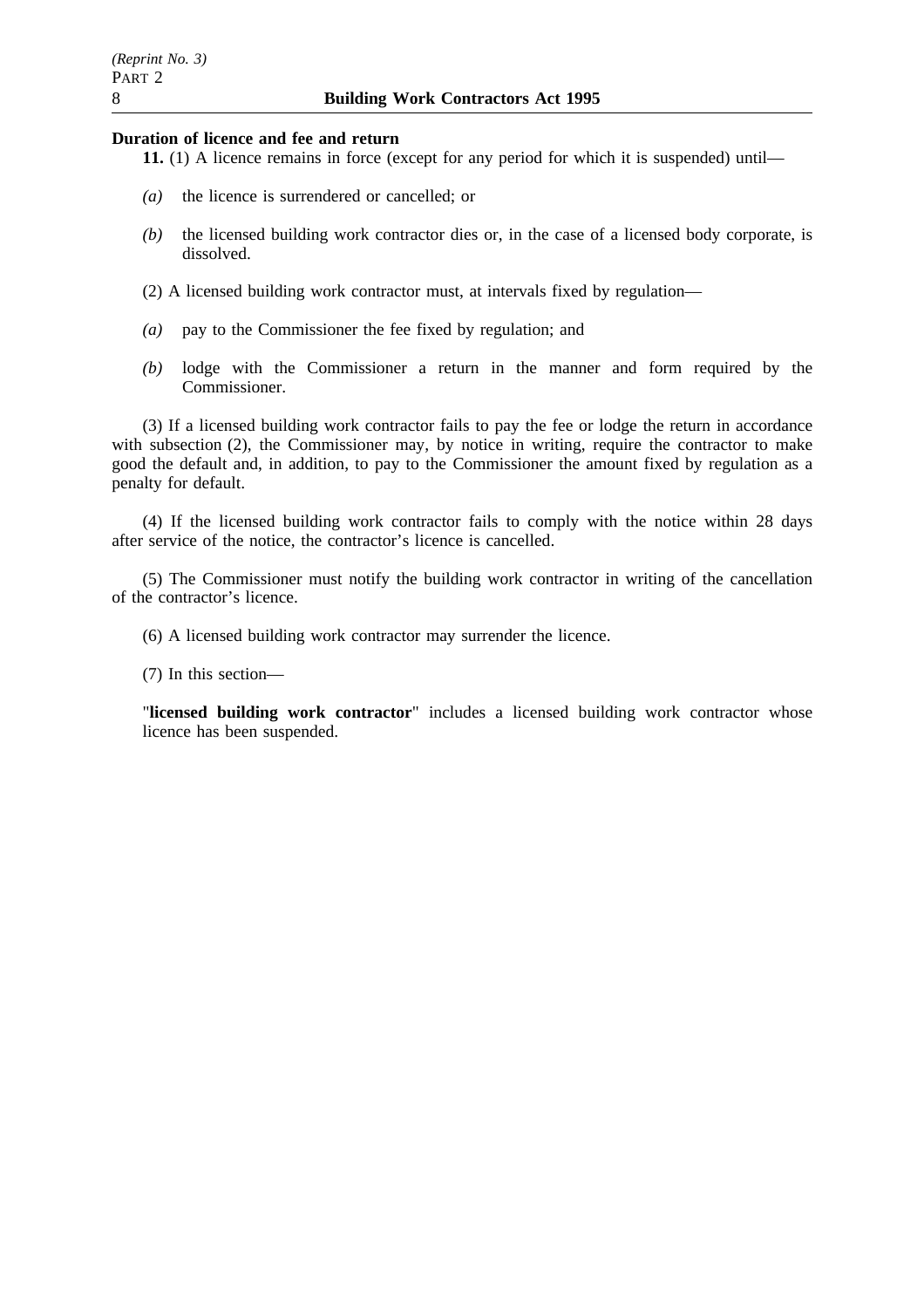**Duration of licence and fee and return**

**11.** (1) A licence remains in force (except for any period for which it is suspended) until—

*(a)* the licence is surrendered or cancelled; or

*(b)* the licensed building work contractor dies or, in the case of a licensed body corporate, is dissolved.

(2) A licensed building work contractor must, at intervals fixed by regulation—

*(a)* pay to the Commissioner the fee fixed by regulation; and

*(b)* lodge with the Commissioner a return in the manner and form required by the Commissioner.

(3) If a licensed building work contractor fails to pay the fee or lodge the return in accordance with subsection (2), the Commissioner may, by notice in writing, require the contractor to make good the default and, in addition, to pay to the Commissioner the amount fixed by regulation as a penalty for default.

(4) If the licensed building work contractor fails to comply with the notice within 28 days after service of the notice, the contractor's licence is cancelled.

(5) The Commissioner must notify the building work contractor in writing of the cancellation of the contractor's licence.

(6) A licensed building work contractor may surrender the licence.

(7) In this section—

"**licensed building work contractor**" includes a licensed building work contractor whose licence has been suspended.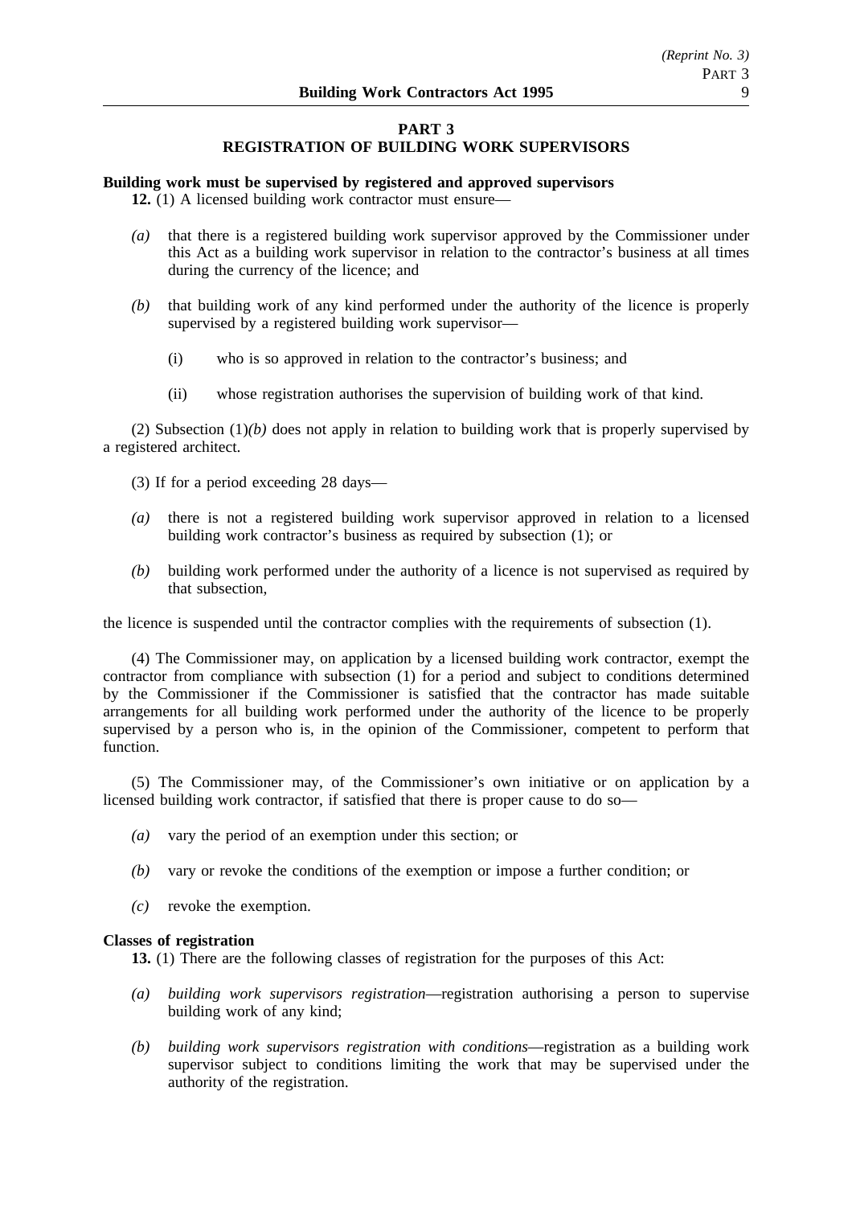## PART 3
## REGISTRATION OF BUILDING WORK SUPERVISORS

**Building work must be supervised by registered and approved supervisors**

**12.** (1) A licensed building work contractor must ensure—

*(a)* that there is a registered building work supervisor approved by the Commissioner under this Act as a building work supervisor in relation to the contractor's business at all times during the currency of the licence; and

*(b)* that building work of any kind performed under the authority of the licence is properly supervised by a registered building work supervisor—

(i) who is so approved in relation to the contractor's business; and

(ii) whose registration authorises the supervision of building work of that kind.

(2) Subsection (1)*(b)* does not apply in relation to building work that is properly supervised by a registered architect.

(3) If for a period exceeding 28 days—

*(a)* there is not a registered building work supervisor approved in relation to a licensed building work contractor's business as required by subsection (1); or

*(b)* building work performed under the authority of a licence is not supervised as required by that subsection,

the licence is suspended until the contractor complies with the requirements of subsection (1).

(4) The Commissioner may, on application by a licensed building work contractor, exempt the contractor from compliance with subsection (1) for a period and subject to conditions determined by the Commissioner if the Commissioner is satisfied that the contractor has made suitable arrangements for all building work performed under the authority of the licence to be properly supervised by a person who is, in the opinion of the Commissioner, competent to perform that function.

(5) The Commissioner may, of the Commissioner's own initiative or on application by a licensed building work contractor, if satisfied that there is proper cause to do so—

*(a)* vary the period of an exemption under this section; or

*(b)* vary or revoke the conditions of the exemption or impose a further condition; or

*(c)* revoke the exemption.

**Classes of registration**

**13.** (1) There are the following classes of registration for the purposes of this Act:

*(a)* *building work supervisors registration*—registration authorising a person to supervise building work of any kind;

*(b)* *building work supervisors registration with conditions*—registration as a building work supervisor subject to conditions limiting the work that may be supervised under the authority of the registration.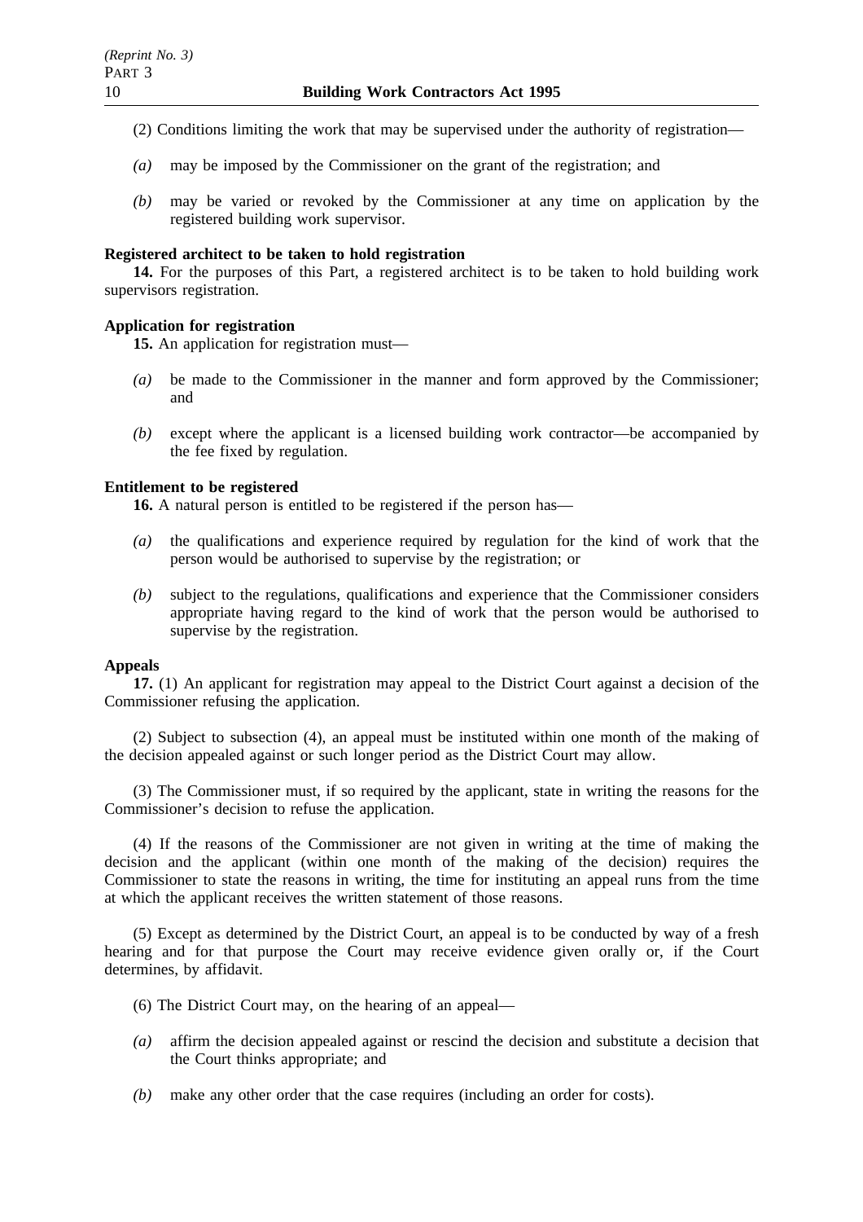(2) Conditions limiting the work that may be supervised under the authority of registration—

*(a)* may be imposed by the Commissioner on the grant of the registration; and

*(b)* may be varied or revoked by the Commissioner at any time on application by the registered building work supervisor.

**Registered architect to be taken to hold registration**

**14.** For the purposes of this Part, a registered architect is to be taken to hold building work supervisors registration.

**Application for registration**

**15.** An application for registration must—

*(a)* be made to the Commissioner in the manner and form approved by the Commissioner; and

*(b)* except where the applicant is a licensed building work contractor—be accompanied by the fee fixed by regulation.

**Entitlement to be registered**

**16.** A natural person is entitled to be registered if the person has—

*(a)* the qualifications and experience required by regulation for the kind of work that the person would be authorised to supervise by the registration; or

*(b)* subject to the regulations, qualifications and experience that the Commissioner considers appropriate having regard to the kind of work that the person would be authorised to supervise by the registration.

**Appeals**

**17.** (1) An applicant for registration may appeal to the District Court against a decision of the Commissioner refusing the application.

(2) Subject to subsection (4), an appeal must be instituted within one month of the making of the decision appealed against or such longer period as the District Court may allow.

(3) The Commissioner must, if so required by the applicant, state in writing the reasons for the Commissioner's decision to refuse the application.

(4) If the reasons of the Commissioner are not given in writing at the time of making the decision and the applicant (within one month of the making of the decision) requires the Commissioner to state the reasons in writing, the time for instituting an appeal runs from the time at which the applicant receives the written statement of those reasons.

(5) Except as determined by the District Court, an appeal is to be conducted by way of a fresh hearing and for that purpose the Court may receive evidence given orally or, if the Court determines, by affidavit.

(6) The District Court may, on the hearing of an appeal—

*(a)* affirm the decision appealed against or rescind the decision and substitute a decision that the Court thinks appropriate; and

*(b)* make any other order that the case requires (including an order for costs).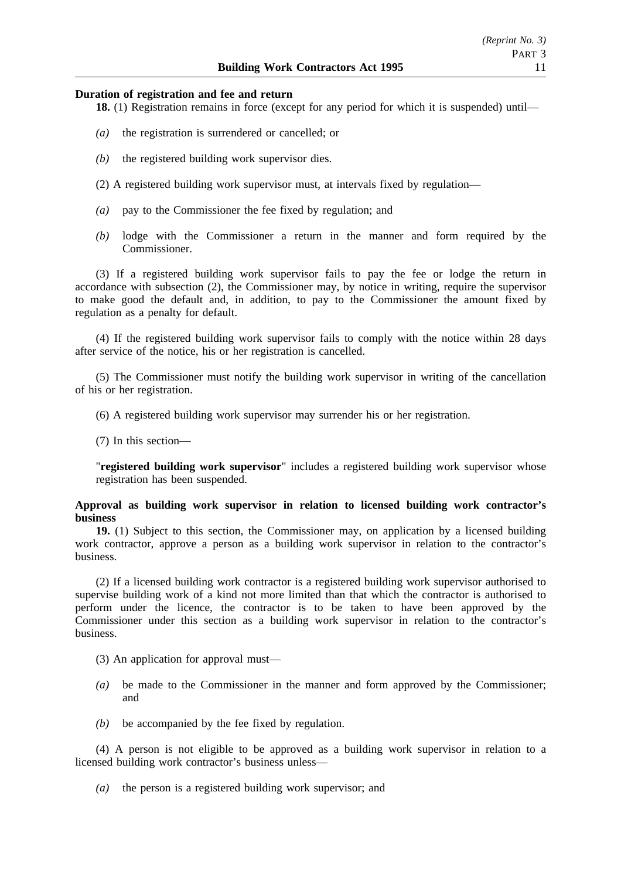**Duration of registration and fee and return**

**18.** (1) Registration remains in force (except for any period for which it is suspended) until—

*(a)* the registration is surrendered or cancelled; or

*(b)* the registered building work supervisor dies.

(2) A registered building work supervisor must, at intervals fixed by regulation—

*(a)* pay to the Commissioner the fee fixed by regulation; and

*(b)* lodge with the Commissioner a return in the manner and form required by the Commissioner.

(3) If a registered building work supervisor fails to pay the fee or lodge the return in accordance with subsection (2), the Commissioner may, by notice in writing, require the supervisor to make good the default and, in addition, to pay to the Commissioner the amount fixed by regulation as a penalty for default.

(4) If the registered building work supervisor fails to comply with the notice within 28 days after service of the notice, his or her registration is cancelled.

(5) The Commissioner must notify the building work supervisor in writing of the cancellation of his or her registration.

(6) A registered building work supervisor may surrender his or her registration.

(7) In this section—

"**registered building work supervisor**" includes a registered building work supervisor whose registration has been suspended.

**Approval as building work supervisor in relation to licensed building work contractor's business**

**19.** (1) Subject to this section, the Commissioner may, on application by a licensed building work contractor, approve a person as a building work supervisor in relation to the contractor's business.

(2) If a licensed building work contractor is a registered building work supervisor authorised to supervise building work of a kind not more limited than that which the contractor is authorised to perform under the licence, the contractor is to be taken to have been approved by the Commissioner under this section as a building work supervisor in relation to the contractor's business.

(3) An application for approval must—

*(a)* be made to the Commissioner in the manner and form approved by the Commissioner; and

*(b)* be accompanied by the fee fixed by regulation.

(4) A person is not eligible to be approved as a building work supervisor in relation to a licensed building work contractor's business unless—

*(a)* the person is a registered building work supervisor; and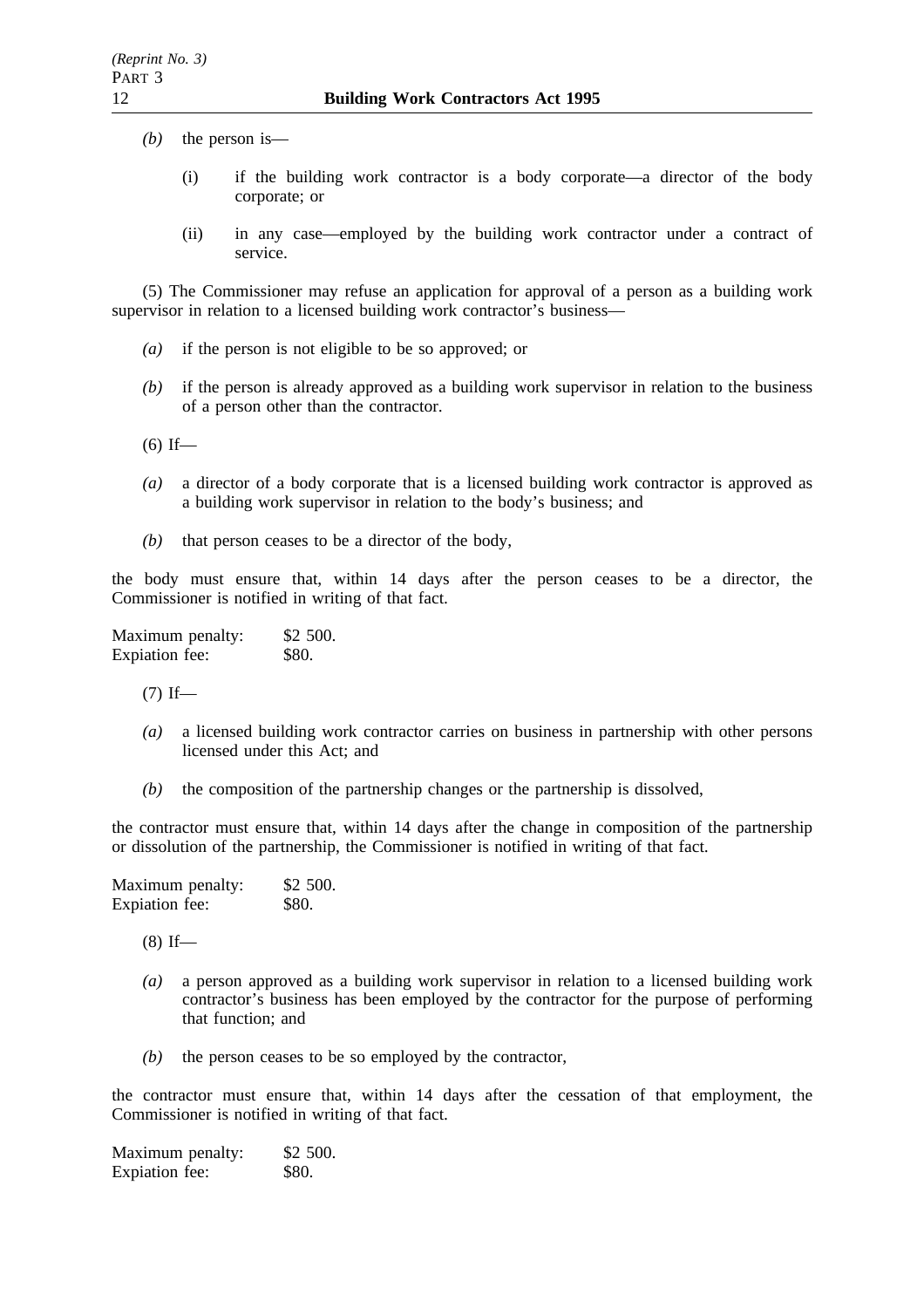*(b)* the person is—

(i) if the building work contractor is a body corporate—a director of the body corporate; or

(ii) in any case—employed by the building work contractor under a contract of service.

(5) The Commissioner may refuse an application for approval of a person as a building work supervisor in relation to a licensed building work contractor's business—

*(a)* if the person is not eligible to be so approved; or

*(b)* if the person is already approved as a building work supervisor in relation to the business of a person other than the contractor.

(6) If—

*(a)* a director of a body corporate that is a licensed building work contractor is approved as a building work supervisor in relation to the body's business; and

*(b)* that person ceases to be a director of the body,

the body must ensure that, within 14 days after the person ceases to be a director, the Commissioner is notified in writing of that fact.

Maximum penalty: $2 500.
Expiation fee: $80.

(7) If—

*(a)* a licensed building work contractor carries on business in partnership with other persons licensed under this Act; and

*(b)* the composition of the partnership changes or the partnership is dissolved,

the contractor must ensure that, within 14 days after the change in composition of the partnership or dissolution of the partnership, the Commissioner is notified in writing of that fact.

Maximum penalty: $2 500.
Expiation fee: $80.

(8) If—

*(a)* a person approved as a building work supervisor in relation to a licensed building work contractor's business has been employed by the contractor for the purpose of performing that function; and

*(b)* the person ceases to be so employed by the contractor,

the contractor must ensure that, within 14 days after the cessation of that employment, the Commissioner is notified in writing of that fact.

Maximum penalty: $2 500.
Expiation fee: $80.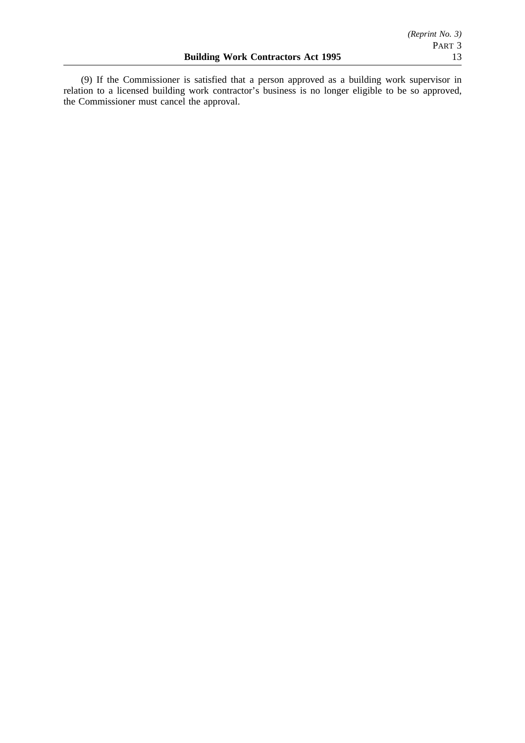(9) If the Commissioner is satisfied that a person approved as a building work supervisor in relation to a licensed building work contractor's business is no longer eligible to be so approved, the Commissioner must cancel the approval.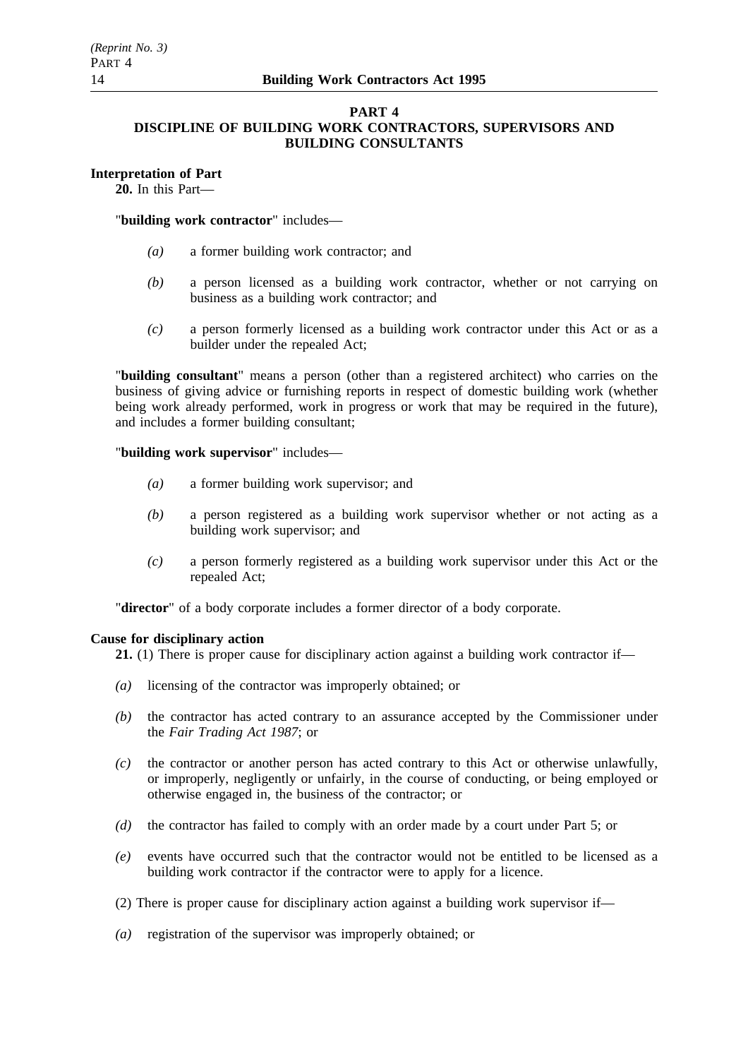## PART 4
## DISCIPLINE OF BUILDING WORK CONTRACTORS, SUPERVISORS AND BUILDING CONSULTANTS

**Interpretation of Part**

**20.** In this Part—

"**building work contractor**" includes—

*(a)* a former building work contractor; and

*(b)* a person licensed as a building work contractor, whether or not carrying on business as a building work contractor; and

*(c)* a person formerly licensed as a building work contractor under this Act or as a builder under the repealed Act;

"**building consultant**" means a person (other than a registered architect) who carries on the business of giving advice or furnishing reports in respect of domestic building work (whether being work already performed, work in progress or work that may be required in the future), and includes a former building consultant;

"**building work supervisor**" includes—

*(a)* a former building work supervisor; and

*(b)* a person registered as a building work supervisor whether or not acting as a building work supervisor; and

*(c)* a person formerly registered as a building work supervisor under this Act or the repealed Act;

"**director**" of a body corporate includes a former director of a body corporate.

**Cause for disciplinary action**

**21.** (1) There is proper cause for disciplinary action against a building work contractor if—

*(a)* licensing of the contractor was improperly obtained; or

*(b)* the contractor has acted contrary to an assurance accepted by the Commissioner under the *Fair Trading Act 1987*; or

*(c)* the contractor or another person has acted contrary to this Act or otherwise unlawfully, or improperly, negligently or unfairly, in the course of conducting, or being employed or otherwise engaged in, the business of the contractor; or

*(d)* the contractor has failed to comply with an order made by a court under Part 5; or

*(e)* events have occurred such that the contractor would not be entitled to be licensed as a building work contractor if the contractor were to apply for a licence.

(2) There is proper cause for disciplinary action against a building work supervisor if—

*(a)* registration of the supervisor was improperly obtained; or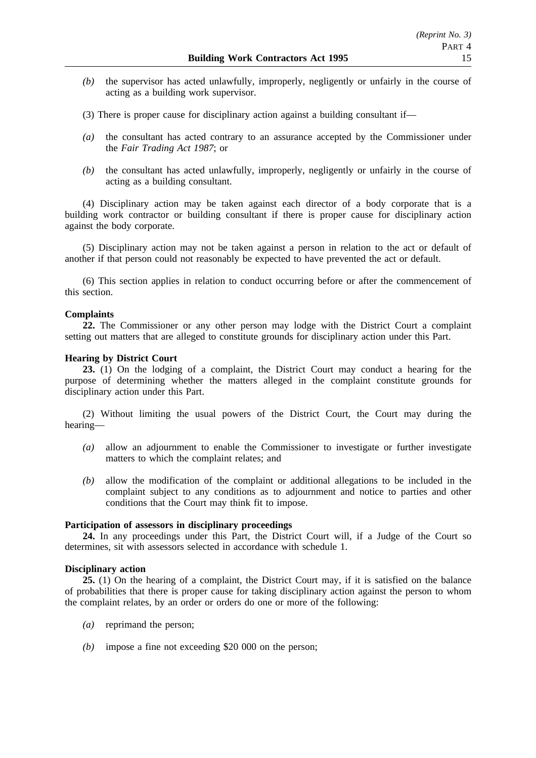*(b)* the supervisor has acted unlawfully, improperly, negligently or unfairly in the course of acting as a building work supervisor.

(3) There is proper cause for disciplinary action against a building consultant if—

*(a)* the consultant has acted contrary to an assurance accepted by the Commissioner under the *Fair Trading Act 1987*; or

*(b)* the consultant has acted unlawfully, improperly, negligently or unfairly in the course of acting as a building consultant.

(4) Disciplinary action may be taken against each director of a body corporate that is a building work contractor or building consultant if there is proper cause for disciplinary action against the body corporate.

(5) Disciplinary action may not be taken against a person in relation to the act or default of another if that person could not reasonably be expected to have prevented the act or default.

(6) This section applies in relation to conduct occurring before or after the commencement of this section.

**Complaints**

**22.** The Commissioner or any other person may lodge with the District Court a complaint setting out matters that are alleged to constitute grounds for disciplinary action under this Part.

**Hearing by District Court**

**23.** (1) On the lodging of a complaint, the District Court may conduct a hearing for the purpose of determining whether the matters alleged in the complaint constitute grounds for disciplinary action under this Part.

(2) Without limiting the usual powers of the District Court, the Court may during the hearing—

*(a)* allow an adjournment to enable the Commissioner to investigate or further investigate matters to which the complaint relates; and

*(b)* allow the modification of the complaint or additional allegations to be included in the complaint subject to any conditions as to adjournment and notice to parties and other conditions that the Court may think fit to impose.

**Participation of assessors in disciplinary proceedings**

**24.** In any proceedings under this Part, the District Court will, if a Judge of the Court so determines, sit with assessors selected in accordance with schedule 1.

**Disciplinary action**

**25.** (1) On the hearing of a complaint, the District Court may, if it is satisfied on the balance of probabilities that there is proper cause for taking disciplinary action against the person to whom the complaint relates, by an order or orders do one or more of the following:

*(a)* reprimand the person;

*(b)* impose a fine not exceeding $20 000 on the person;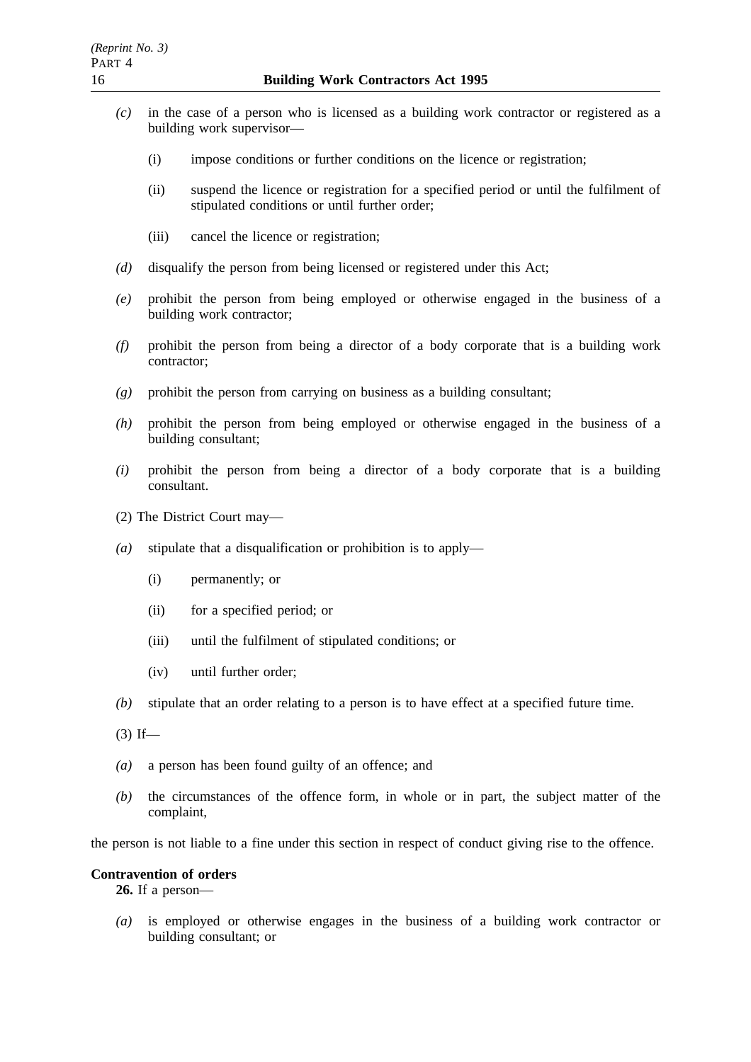*(c)* in the case of a person who is licensed as a building work contractor or registered as a building work supervisor—

(i) impose conditions or further conditions on the licence or registration;

(ii) suspend the licence or registration for a specified period or until the fulfilment of stipulated conditions or until further order;

(iii) cancel the licence or registration;

*(d)* disqualify the person from being licensed or registered under this Act;

*(e)* prohibit the person from being employed or otherwise engaged in the business of a building work contractor;

*(f)* prohibit the person from being a director of a body corporate that is a building work contractor;

*(g)* prohibit the person from carrying on business as a building consultant;

*(h)* prohibit the person from being employed or otherwise engaged in the business of a building consultant;

*(i)* prohibit the person from being a director of a body corporate that is a building consultant.

(2) The District Court may—

*(a)* stipulate that a disqualification or prohibition is to apply—

(i) permanently; or

(ii) for a specified period; or

(iii) until the fulfilment of stipulated conditions; or

(iv) until further order;

*(b)* stipulate that an order relating to a person is to have effect at a specified future time.

(3) If—

*(a)* a person has been found guilty of an offence; and

*(b)* the circumstances of the offence form, in whole or in part, the subject matter of the complaint,

the person is not liable to a fine under this section in respect of conduct giving rise to the offence.

**Contravention of orders**

**26.** If a person—

*(a)* is employed or otherwise engages in the business of a building work contractor or building consultant; or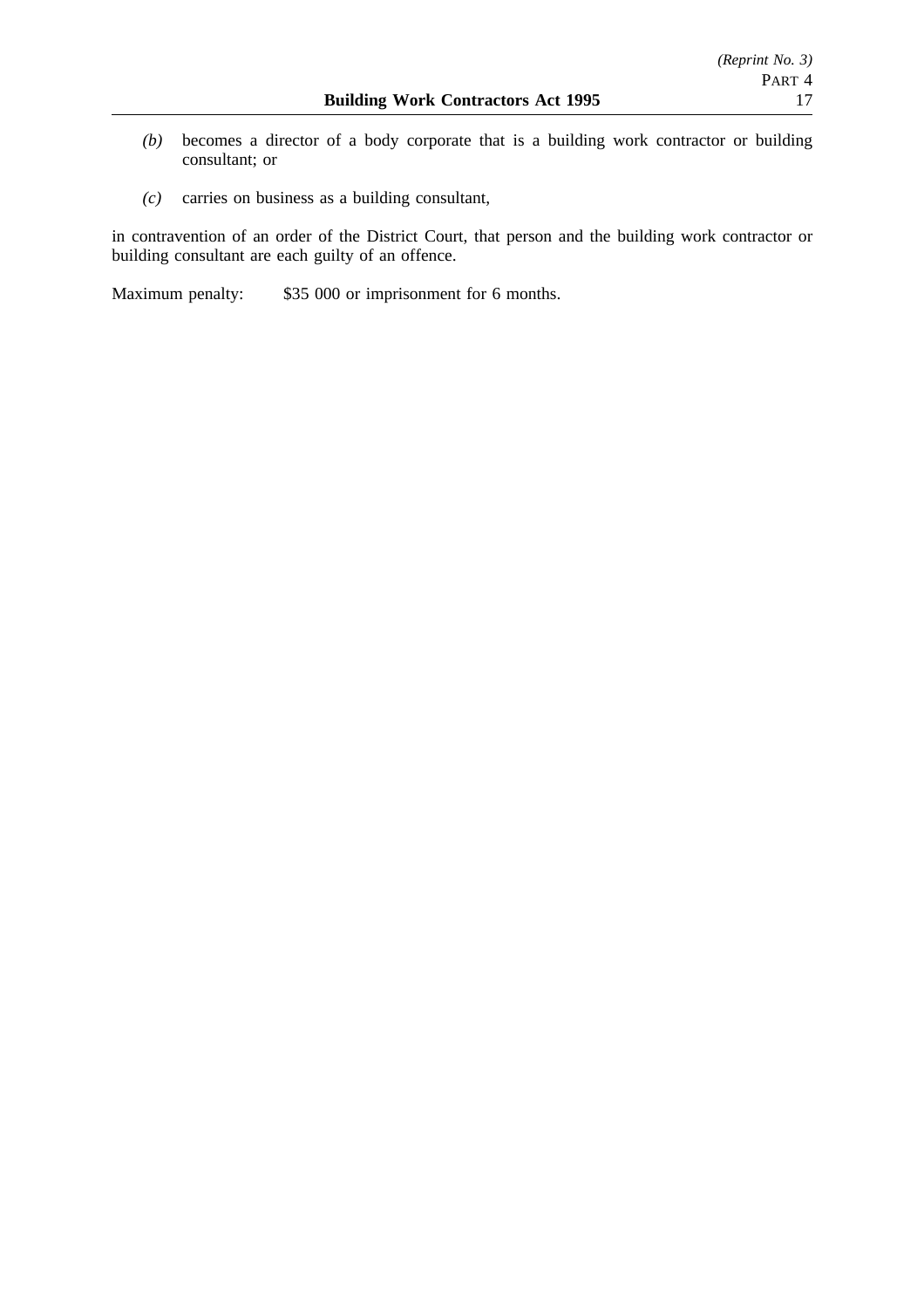*(b)* becomes a director of a body corporate that is a building work contractor or building consultant; or

*(c)* carries on business as a building consultant,

in contravention of an order of the District Court, that person and the building work contractor or building consultant are each guilty of an offence.

Maximum penalty: $35 000 or imprisonment for 6 months.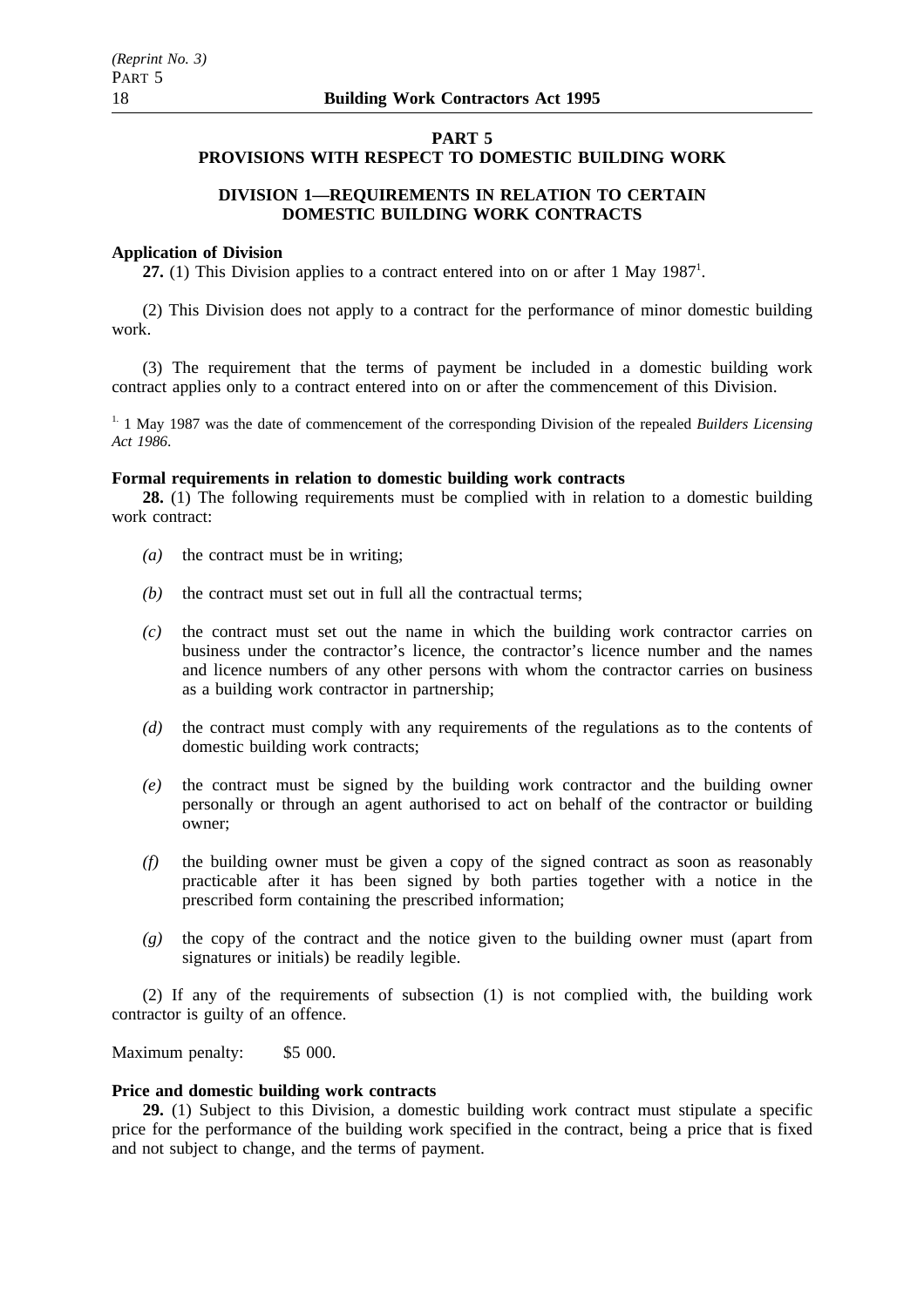## PART 5
## PROVISIONS WITH RESPECT TO DOMESTIC BUILDING WORK

### DIVISION 1—REQUIREMENTS IN RELATION TO CERTAIN DOMESTIC BUILDING WORK CONTRACTS

**Application of Division**

**27.** (1) This Division applies to a contract entered into on or after 1 May 1987[1].

(2) This Division does not apply to a contract for the performance of minor domestic building work.

(3) The requirement that the terms of payment be included in a domestic building work contract applies only to a contract entered into on or after the commencement of this Division.

[1.] 1 May 1987 was the date of commencement of the corresponding Division of the repealed *Builders Licensing Act 1986*.

**Formal requirements in relation to domestic building work contracts**

**28.** (1) The following requirements must be complied with in relation to a domestic building work contract:

*(a)* the contract must be in writing;

*(b)* the contract must set out in full all the contractual terms;

*(c)* the contract must set out the name in which the building work contractor carries on business under the contractor's licence, the contractor's licence number and the names and licence numbers of any other persons with whom the contractor carries on business as a building work contractor in partnership;

*(d)* the contract must comply with any requirements of the regulations as to the contents of domestic building work contracts;

*(e)* the contract must be signed by the building work contractor and the building owner personally or through an agent authorised to act on behalf of the contractor or building owner;

*(f)* the building owner must be given a copy of the signed contract as soon as reasonably practicable after it has been signed by both parties together with a notice in the prescribed form containing the prescribed information;

*(g)* the copy of the contract and the notice given to the building owner must (apart from signatures or initials) be readily legible.

(2) If any of the requirements of subsection (1) is not complied with, the building work contractor is guilty of an offence.

Maximum penalty: $5 000.

**Price and domestic building work contracts**

**29.** (1) Subject to this Division, a domestic building work contract must stipulate a specific price for the performance of the building work specified in the contract, being a price that is fixed and not subject to change, and the terms of payment.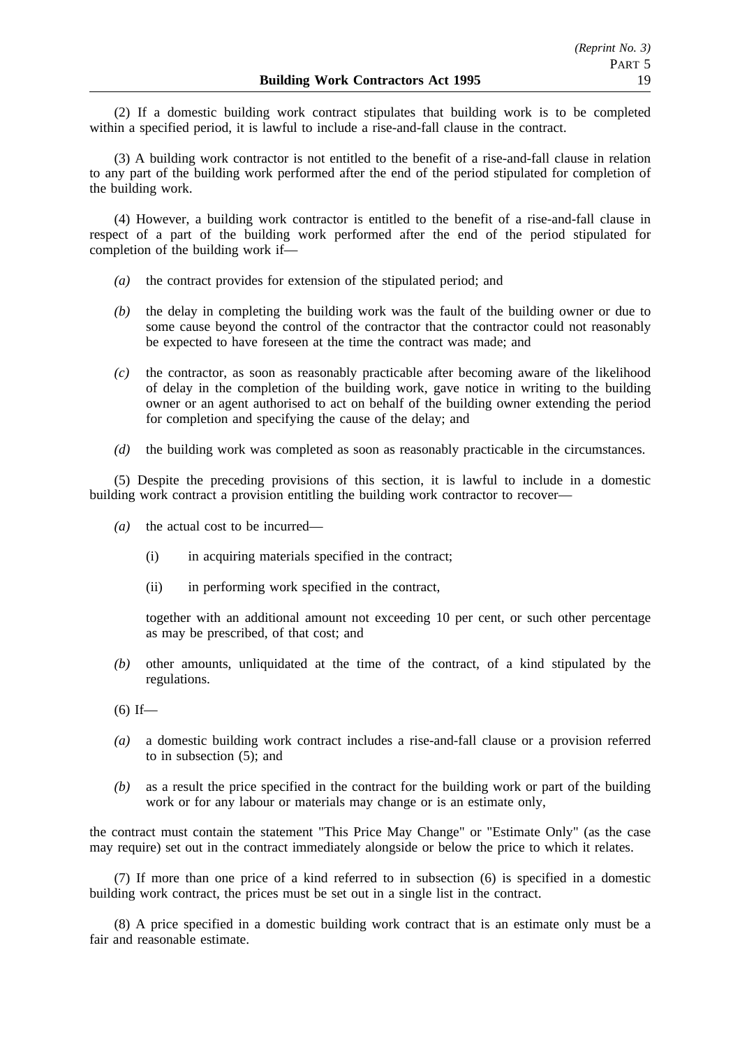(2) If a domestic building work contract stipulates that building work is to be completed within a specified period, it is lawful to include a rise-and-fall clause in the contract.

(3) A building work contractor is not entitled to the benefit of a rise-and-fall clause in relation to any part of the building work performed after the end of the period stipulated for completion of the building work.

(4) However, a building work contractor is entitled to the benefit of a rise-and-fall clause in respect of a part of the building work performed after the end of the period stipulated for completion of the building work if—

*(a)* the contract provides for extension of the stipulated period; and

*(b)* the delay in completing the building work was the fault of the building owner or due to some cause beyond the control of the contractor that the contractor could not reasonably be expected to have foreseen at the time the contract was made; and

*(c)* the contractor, as soon as reasonably practicable after becoming aware of the likelihood of delay in the completion of the building work, gave notice in writing to the building owner or an agent authorised to act on behalf of the building owner extending the period for completion and specifying the cause of the delay; and

*(d)* the building work was completed as soon as reasonably practicable in the circumstances.

(5) Despite the preceding provisions of this section, it is lawful to include in a domestic building work contract a provision entitling the building work contractor to recover—

*(a)* the actual cost to be incurred—

(i) in acquiring materials specified in the contract;

(ii) in performing work specified in the contract,

together with an additional amount not exceeding 10 per cent, or such other percentage as may be prescribed, of that cost; and

*(b)* other amounts, unliquidated at the time of the contract, of a kind stipulated by the regulations.

(6) If—

*(a)* a domestic building work contract includes a rise-and-fall clause or a provision referred to in subsection (5); and

*(b)* as a result the price specified in the contract for the building work or part of the building work or for any labour or materials may change or is an estimate only,

the contract must contain the statement "This Price May Change" or "Estimate Only" (as the case may require) set out in the contract immediately alongside or below the price to which it relates.

(7) If more than one price of a kind referred to in subsection (6) is specified in a domestic building work contract, the prices must be set out in a single list in the contract.

(8) A price specified in a domestic building work contract that is an estimate only must be a fair and reasonable estimate.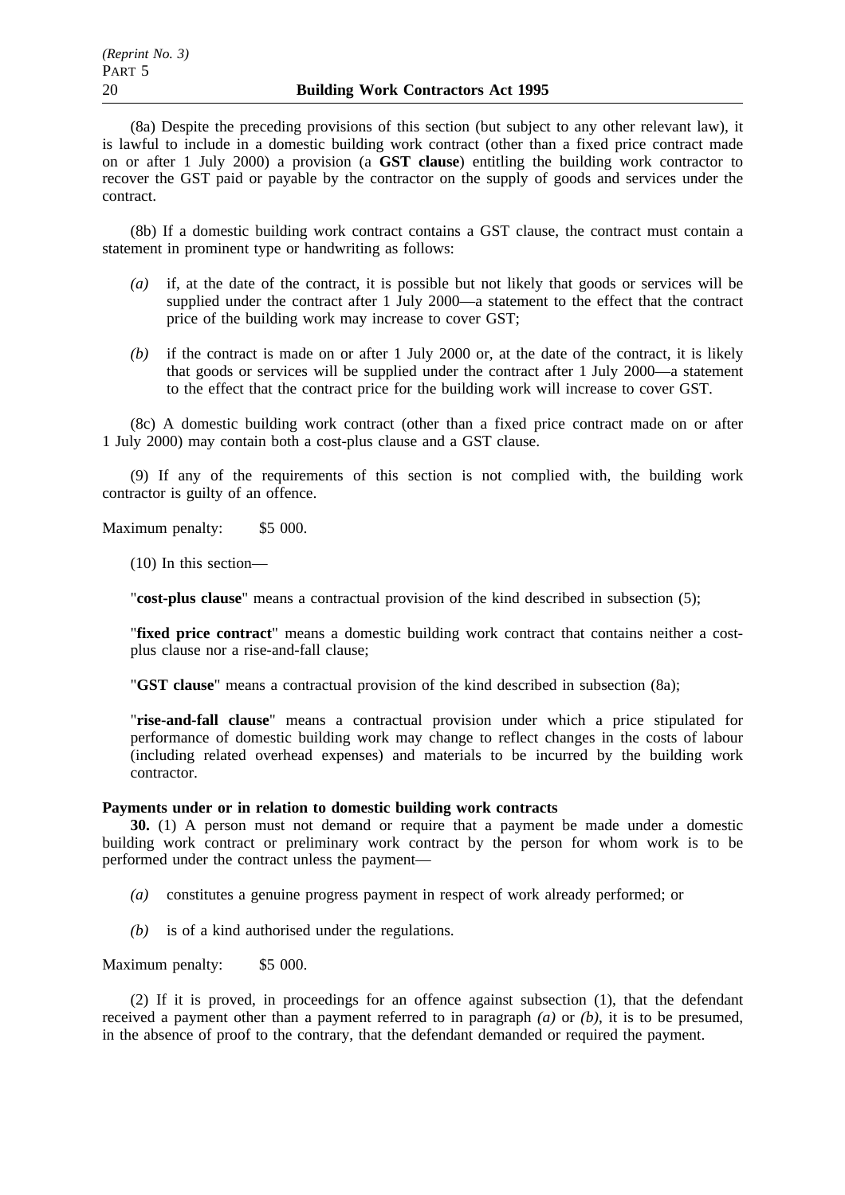(8a) Despite the preceding provisions of this section (but subject to any other relevant law), it is lawful to include in a domestic building work contract (other than a fixed price contract made on or after 1 July 2000) a provision (a **GST clause**) entitling the building work contractor to recover the GST paid or payable by the contractor on the supply of goods and services under the contract.

(8b) If a domestic building work contract contains a GST clause, the contract must contain a statement in prominent type or handwriting as follows:

*(a)* if, at the date of the contract, it is possible but not likely that goods or services will be supplied under the contract after 1 July 2000—a statement to the effect that the contract price of the building work may increase to cover GST;

*(b)* if the contract is made on or after 1 July 2000 or, at the date of the contract, it is likely that goods or services will be supplied under the contract after 1 July 2000—a statement to the effect that the contract price for the building work will increase to cover GST.

(8c) A domestic building work contract (other than a fixed price contract made on or after 1 July 2000) may contain both a cost-plus clause and a GST clause.

(9) If any of the requirements of this section is not complied with, the building work contractor is guilty of an offence.

Maximum penalty: $5 000.

(10) In this section—

"**cost-plus clause**" means a contractual provision of the kind described in subsection (5);

"**fixed price contract**" means a domestic building work contract that contains neither a cost-plus clause nor a rise-and-fall clause;

"**GST clause**" means a contractual provision of the kind described in subsection (8a);

"**rise-and-fall clause**" means a contractual provision under which a price stipulated for performance of domestic building work may change to reflect changes in the costs of labour (including related overhead expenses) and materials to be incurred by the building work contractor.

**Payments under or in relation to domestic building work contracts**

**30.** (1) A person must not demand or require that a payment be made under a domestic building work contract or preliminary work contract by the person for whom work is to be performed under the contract unless the payment—

*(a)* constitutes a genuine progress payment in respect of work already performed; or

*(b)* is of a kind authorised under the regulations.

Maximum penalty: $5 000.

(2) If it is proved, in proceedings for an offence against subsection (1), that the defendant received a payment other than a payment referred to in paragraph *(a)* or *(b)*, it is to be presumed, in the absence of proof to the contrary, that the defendant demanded or required the payment.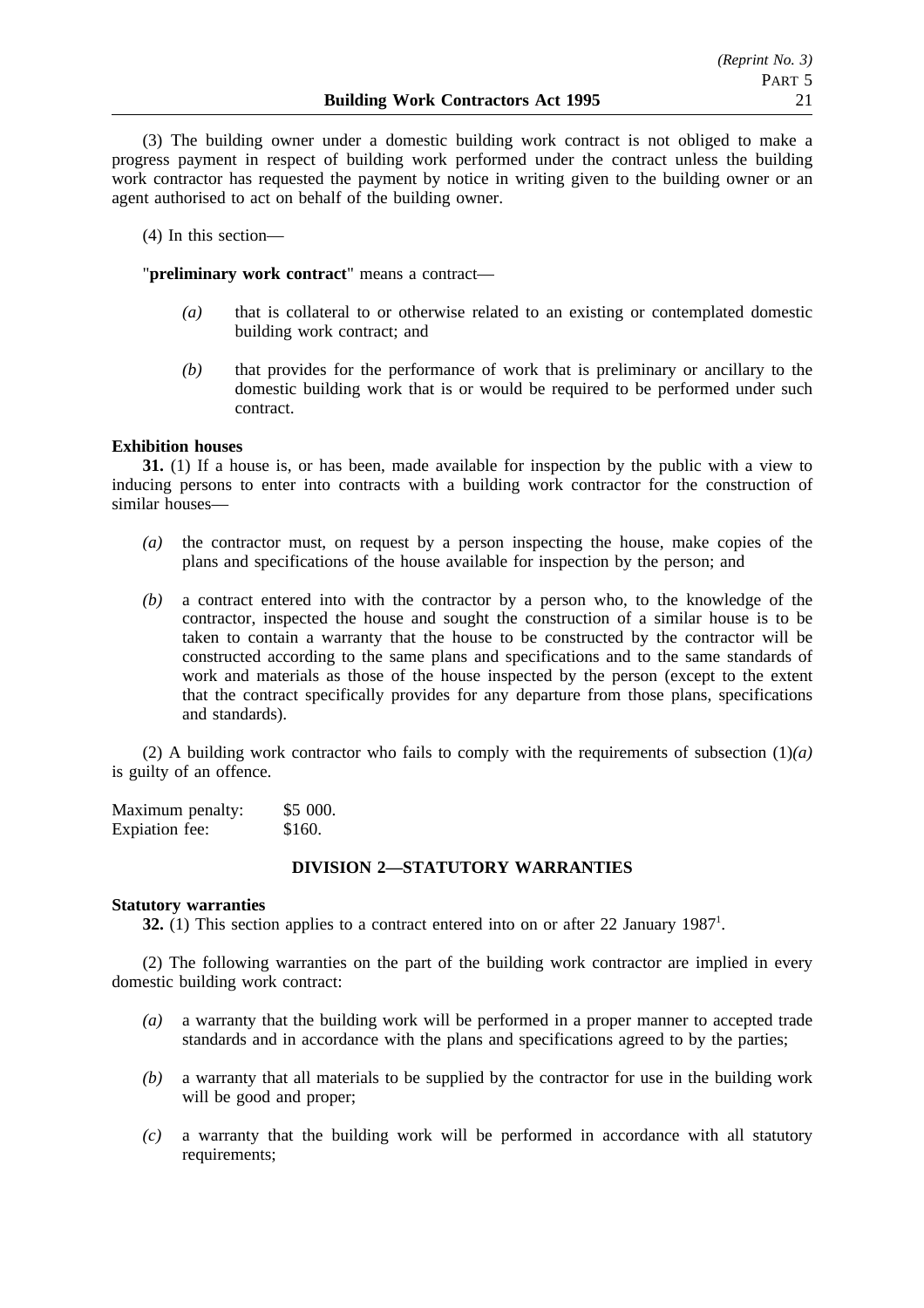(3) The building owner under a domestic building work contract is not obliged to make a progress payment in respect of building work performed under the contract unless the building work contractor has requested the payment by notice in writing given to the building owner or an agent authorised to act on behalf of the building owner.

(4) In this section—

"**preliminary work contract**" means a contract—

*(a)* that is collateral to or otherwise related to an existing or contemplated domestic building work contract; and

*(b)* that provides for the performance of work that is preliminary or ancillary to the domestic building work that is or would be required to be performed under such contract.

**Exhibition houses**

**31.** (1) If a house is, or has been, made available for inspection by the public with a view to inducing persons to enter into contracts with a building work contractor for the construction of similar houses—

*(a)* the contractor must, on request by a person inspecting the house, make copies of the plans and specifications of the house available for inspection by the person; and

*(b)* a contract entered into with the contractor by a person who, to the knowledge of the contractor, inspected the house and sought the construction of a similar house is to be taken to contain a warranty that the house to be constructed by the contractor will be constructed according to the same plans and specifications and to the same standards of work and materials as those of the house inspected by the person (except to the extent that the contract specifically provides for any departure from those plans, specifications and standards).

(2) A building work contractor who fails to comply with the requirements of subsection (1)*(a)* is guilty of an offence.

Maximum penalty: $5 000.
Expiation fee: $160.

## DIVISION 2—STATUTORY WARRANTIES

**Statutory warranties**

**32.** (1) This section applies to a contract entered into on or after 22 January 1987[1].

(2) The following warranties on the part of the building work contractor are implied in every domestic building work contract:

*(a)* a warranty that the building work will be performed in a proper manner to accepted trade standards and in accordance with the plans and specifications agreed to by the parties;

*(b)* a warranty that all materials to be supplied by the contractor for use in the building work will be good and proper;

*(c)* a warranty that the building work will be performed in accordance with all statutory requirements;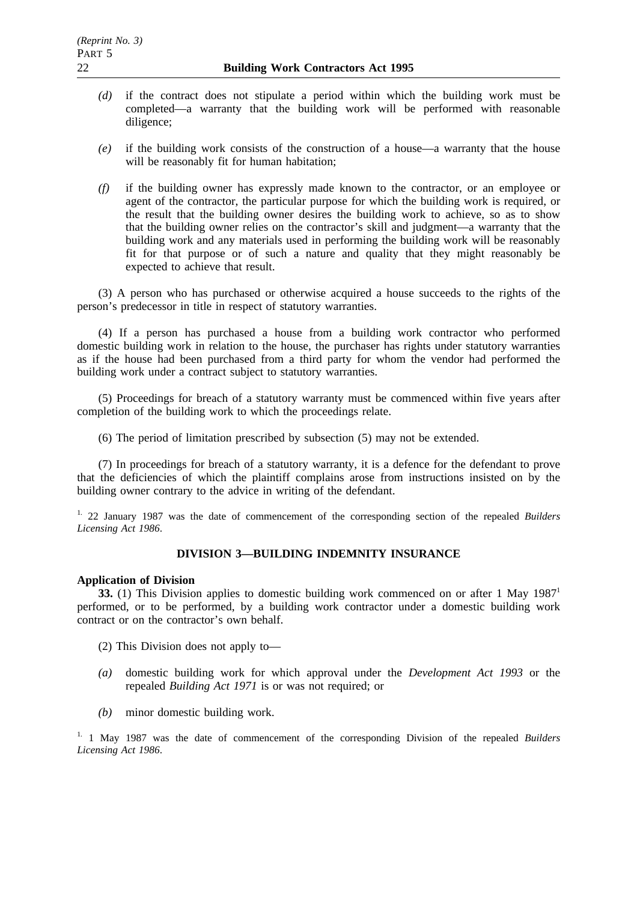*(d)* if the contract does not stipulate a period within which the building work must be completed—a warranty that the building work will be performed with reasonable diligence;

*(e)* if the building work consists of the construction of a house—a warranty that the house will be reasonably fit for human habitation;

*(f)* if the building owner has expressly made known to the contractor, or an employee or agent of the contractor, the particular purpose for which the building work is required, or the result that the building owner desires the building work to achieve, so as to show that the building owner relies on the contractor's skill and judgment—a warranty that the building work and any materials used in performing the building work will be reasonably fit for that purpose or of such a nature and quality that they might reasonably be expected to achieve that result.

(3) A person who has purchased or otherwise acquired a house succeeds to the rights of the person's predecessor in title in respect of statutory warranties.

(4) If a person has purchased a house from a building work contractor who performed domestic building work in relation to the house, the purchaser has rights under statutory warranties as if the house had been purchased from a third party for whom the vendor had performed the building work under a contract subject to statutory warranties.

(5) Proceedings for breach of a statutory warranty must be commenced within five years after completion of the building work to which the proceedings relate.

(6) The period of limitation prescribed by subsection (5) may not be extended.

(7) In proceedings for breach of a statutory warranty, it is a defence for the defendant to prove that the deficiencies of which the plaintiff complains arose from instructions insisted on by the building owner contrary to the advice in writing of the defendant.

[1] 22 January 1987 was the date of commencement of the corresponding section of the repealed *Builders Licensing Act 1986*.

## DIVISION 3—BUILDING INDEMNITY INSURANCE

**Application of Division**

**33.** (1) This Division applies to domestic building work commenced on or after 1 May 1987[1] performed, or to be performed, by a building work contractor under a domestic building work contract or on the contractor's own behalf.

(2) This Division does not apply to—

*(a)* domestic building work for which approval under the *Development Act 1993* or the repealed *Building Act 1971* is or was not required; or

*(b)* minor domestic building work.

[1] 1 May 1987 was the date of commencement of the corresponding Division of the repealed *Builders Licensing Act 1986*.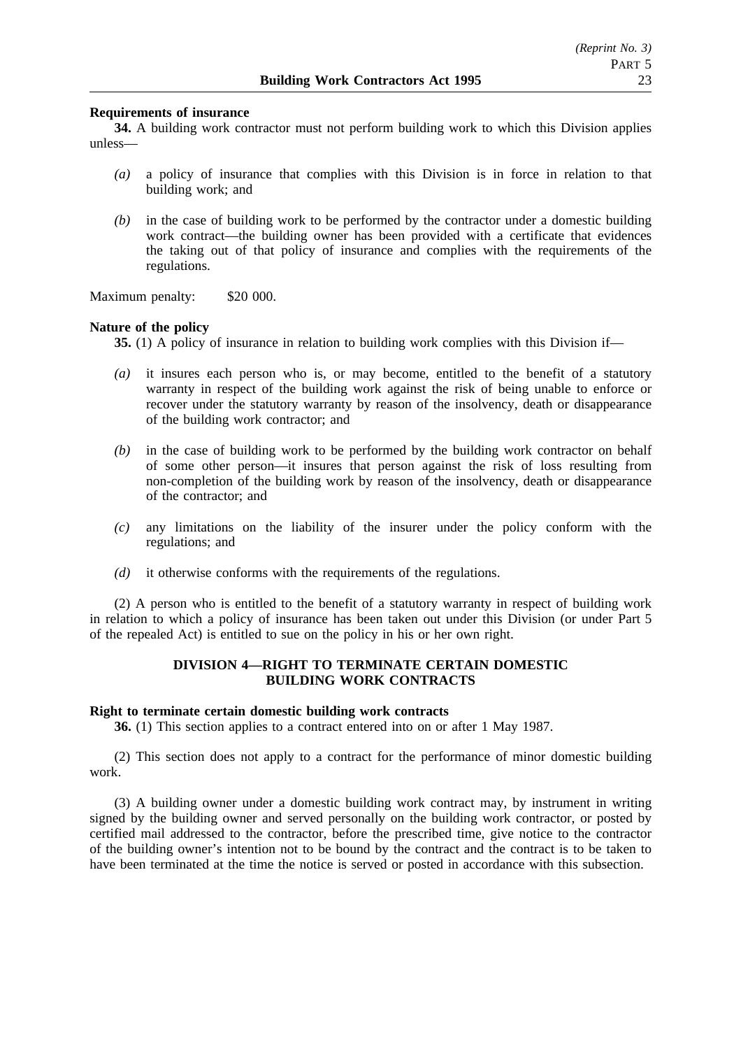**Requirements of insurance**

**34.** A building work contractor must not perform building work to which this Division applies unless—

*(a)* a policy of insurance that complies with this Division is in force in relation to that building work; and

*(b)* in the case of building work to be performed by the contractor under a domestic building work contract—the building owner has been provided with a certificate that evidences the taking out of that policy of insurance and complies with the requirements of the regulations.

Maximum penalty: $20 000.

**Nature of the policy**

**35.** (1) A policy of insurance in relation to building work complies with this Division if—

*(a)* it insures each person who is, or may become, entitled to the benefit of a statutory warranty in respect of the building work against the risk of being unable to enforce or recover under the statutory warranty by reason of the insolvency, death or disappearance of the building work contractor; and

*(b)* in the case of building work to be performed by the building work contractor on behalf of some other person—it insures that person against the risk of loss resulting from non-completion of the building work by reason of the insolvency, death or disappearance of the contractor; and

*(c)* any limitations on the liability of the insurer under the policy conform with the regulations; and

*(d)* it otherwise conforms with the requirements of the regulations.

(2) A person who is entitled to the benefit of a statutory warranty in respect of building work in relation to which a policy of insurance has been taken out under this Division (or under Part 5 of the repealed Act) is entitled to sue on the policy in his or her own right.

## DIVISION 4—RIGHT TO TERMINATE CERTAIN DOMESTIC BUILDING WORK CONTRACTS

**Right to terminate certain domestic building work contracts**

**36.** (1) This section applies to a contract entered into on or after 1 May 1987.

(2) This section does not apply to a contract for the performance of minor domestic building work.

(3) A building owner under a domestic building work contract may, by instrument in writing signed by the building owner and served personally on the building work contractor, or posted by certified mail addressed to the contractor, before the prescribed time, give notice to the contractor of the building owner's intention not to be bound by the contract and the contract is to be taken to have been terminated at the time the notice is served or posted in accordance with this subsection.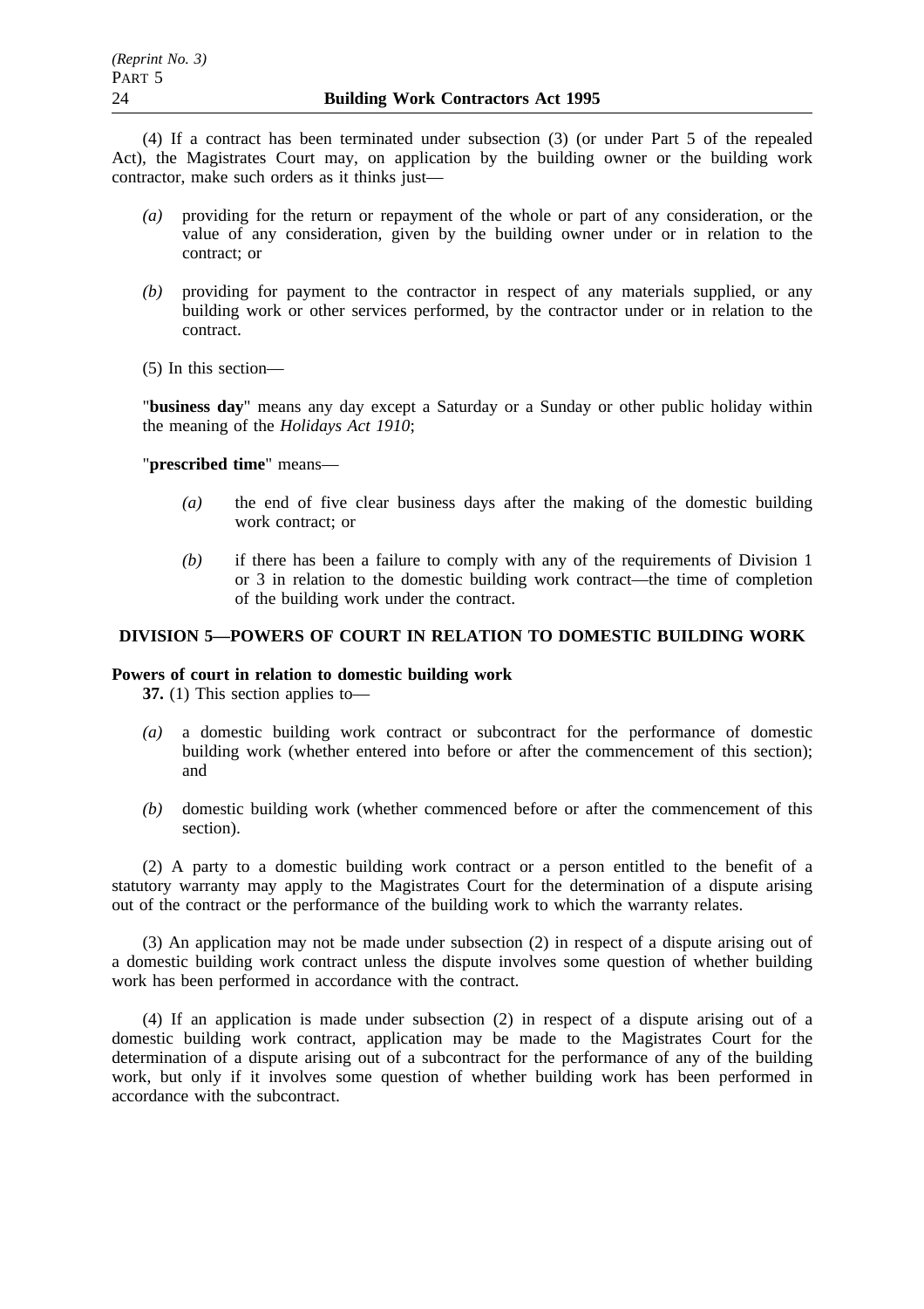(4) If a contract has been terminated under subsection (3) (or under Part 5 of the repealed Act), the Magistrates Court may, on application by the building owner or the building work contractor, make such orders as it thinks just—

- *(a)* providing for the return or repayment of the whole or part of any consideration, or the value of any consideration, given by the building owner under or in relation to the contract; or
- *(b)* providing for payment to the contractor in respect of any materials supplied, or any building work or other services performed, by the contractor under or in relation to the contract.

(5) In this section—

"**business day**" means any day except a Saturday or a Sunday or other public holiday within the meaning of the *Holidays Act 1910*;

"**prescribed time**" means—

- *(a)* the end of five clear business days after the making of the domestic building work contract; or
- *(b)* if there has been a failure to comply with any of the requirements of Division 1 or 3 in relation to the domestic building work contract—the time of completion of the building work under the contract.

## DIVISION 5—POWERS OF COURT IN RELATION TO DOMESTIC BUILDING WORK

### Powers of court in relation to domestic building work

**37.** (1) This section applies to—

- *(a)* a domestic building work contract or subcontract for the performance of domestic building work (whether entered into before or after the commencement of this section); and
- *(b)* domestic building work (whether commenced before or after the commencement of this section).

(2) A party to a domestic building work contract or a person entitled to the benefit of a statutory warranty may apply to the Magistrates Court for the determination of a dispute arising out of the contract or the performance of the building work to which the warranty relates.

(3) An application may not be made under subsection (2) in respect of a dispute arising out of a domestic building work contract unless the dispute involves some question of whether building work has been performed in accordance with the contract.

(4) If an application is made under subsection (2) in respect of a dispute arising out of a domestic building work contract, application may be made to the Magistrates Court for the determination of a dispute arising out of a subcontract for the performance of any of the building work, but only if it involves some question of whether building work has been performed in accordance with the subcontract.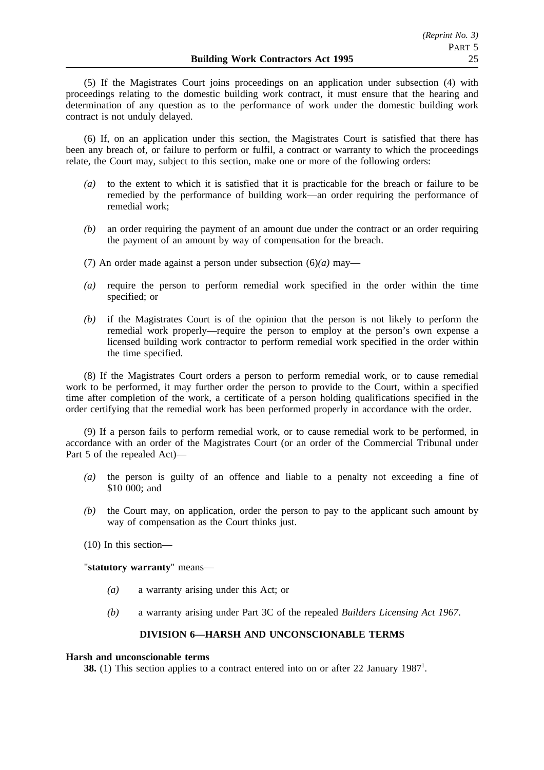(5) If the Magistrates Court joins proceedings on an application under subsection (4) with proceedings relating to the domestic building work contract, it must ensure that the hearing and determination of any question as to the performance of work under the domestic building work contract is not unduly delayed.

(6) If, on an application under this section, the Magistrates Court is satisfied that there has been any breach of, or failure to perform or fulfil, a contract or warranty to which the proceedings relate, the Court may, subject to this section, make one or more of the following orders:

*(a)* to the extent to which it is satisfied that it is practicable for the breach or failure to be remedied by the performance of building work—an order requiring the performance of remedial work;

*(b)* an order requiring the payment of an amount due under the contract or an order requiring the payment of an amount by way of compensation for the breach.

(7) An order made against a person under subsection (6)*(a)* may—

*(a)* require the person to perform remedial work specified in the order within the time specified; or

*(b)* if the Magistrates Court is of the opinion that the person is not likely to perform the remedial work properly—require the person to employ at the person's own expense a licensed building work contractor to perform remedial work specified in the order within the time specified.

(8) If the Magistrates Court orders a person to perform remedial work, or to cause remedial work to be performed, it may further order the person to provide to the Court, within a specified time after completion of the work, a certificate of a person holding qualifications specified in the order certifying that the remedial work has been performed properly in accordance with the order.

(9) If a person fails to perform remedial work, or to cause remedial work to be performed, in accordance with an order of the Magistrates Court (or an order of the Commercial Tribunal under Part 5 of the repealed Act)—

*(a)* the person is guilty of an offence and liable to a penalty not exceeding a fine of \$10 000; and

*(b)* the Court may, on application, order the person to pay to the applicant such amount by way of compensation as the Court thinks just.

(10) In this section—

"**statutory warranty**" means—

*(a)* a warranty arising under this Act; or

*(b)* a warranty arising under Part 3C of the repealed *Builders Licensing Act 1967*.

## DIVISION 6—HARSH AND UNCONSCIONABLE TERMS

**Harsh and unconscionable terms**

**38.** (1) This section applies to a contract entered into on or after 22 January 1987[1].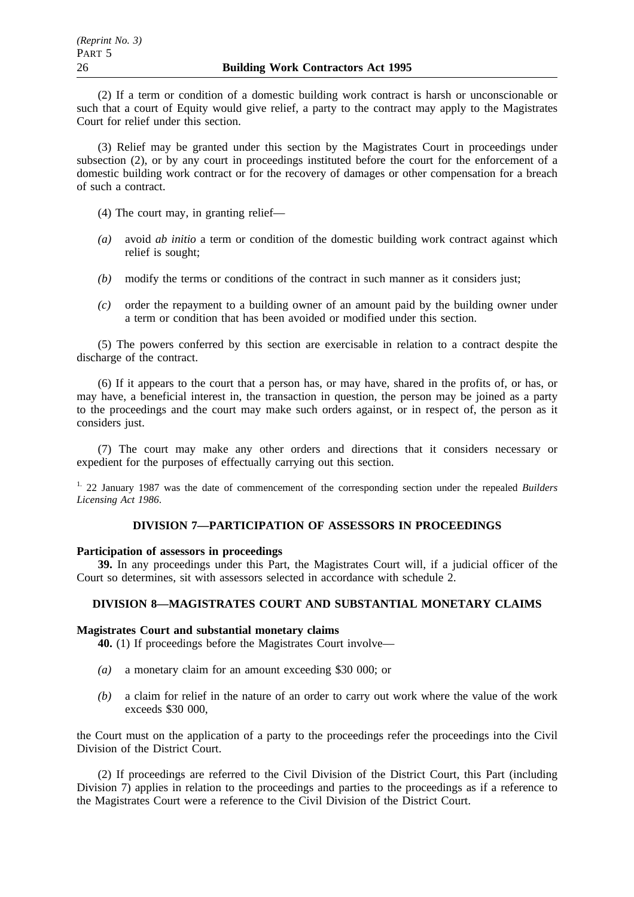(2) If a term or condition of a domestic building work contract is harsh or unconscionable or such that a court of Equity would give relief, a party to the contract may apply to the Magistrates Court for relief under this section.

(3) Relief may be granted under this section by the Magistrates Court in proceedings under subsection (2), or by any court in proceedings instituted before the court for the enforcement of a domestic building work contract or for the recovery of damages or other compensation for a breach of such a contract.

(4) The court may, in granting relief—

- *(a)* avoid *ab initio* a term or condition of the domestic building work contract against which relief is sought;
- *(b)* modify the terms or conditions of the contract in such manner as it considers just;
- *(c)* order the repayment to a building owner of an amount paid by the building owner under a term or condition that has been avoided or modified under this section.

(5) The powers conferred by this section are exercisable in relation to a contract despite the discharge of the contract.

(6) If it appears to the court that a person has, or may have, shared in the profits of, or has, or may have, a beneficial interest in, the transaction in question, the person may be joined as a party to the proceedings and the court may make such orders against, or in respect of, the person as it considers just.

(7) The court may make any other orders and directions that it considers necessary or expedient for the purposes of effectually carrying out this section.

[1.] 22 January 1987 was the date of commencement of the corresponding section under the repealed *Builders Licensing Act 1986*.

## DIVISION 7—PARTICIPATION OF ASSESSORS IN PROCEEDINGS

**Participation of assessors in proceedings**

**39.** In any proceedings under this Part, the Magistrates Court will, if a judicial officer of the Court so determines, sit with assessors selected in accordance with schedule 2.

## DIVISION 8—MAGISTRATES COURT AND SUBSTANTIAL MONETARY CLAIMS

**Magistrates Court and substantial monetary claims**

**40.** (1) If proceedings before the Magistrates Court involve—

- *(a)* a monetary claim for an amount exceeding $30 000; or
- *(b)* a claim for relief in the nature of an order to carry out work where the value of the work exceeds $30 000,

the Court must on the application of a party to the proceedings refer the proceedings into the Civil Division of the District Court.

(2) If proceedings are referred to the Civil Division of the District Court, this Part (including Division 7) applies in relation to the proceedings and parties to the proceedings as if a reference to the Magistrates Court were a reference to the Civil Division of the District Court.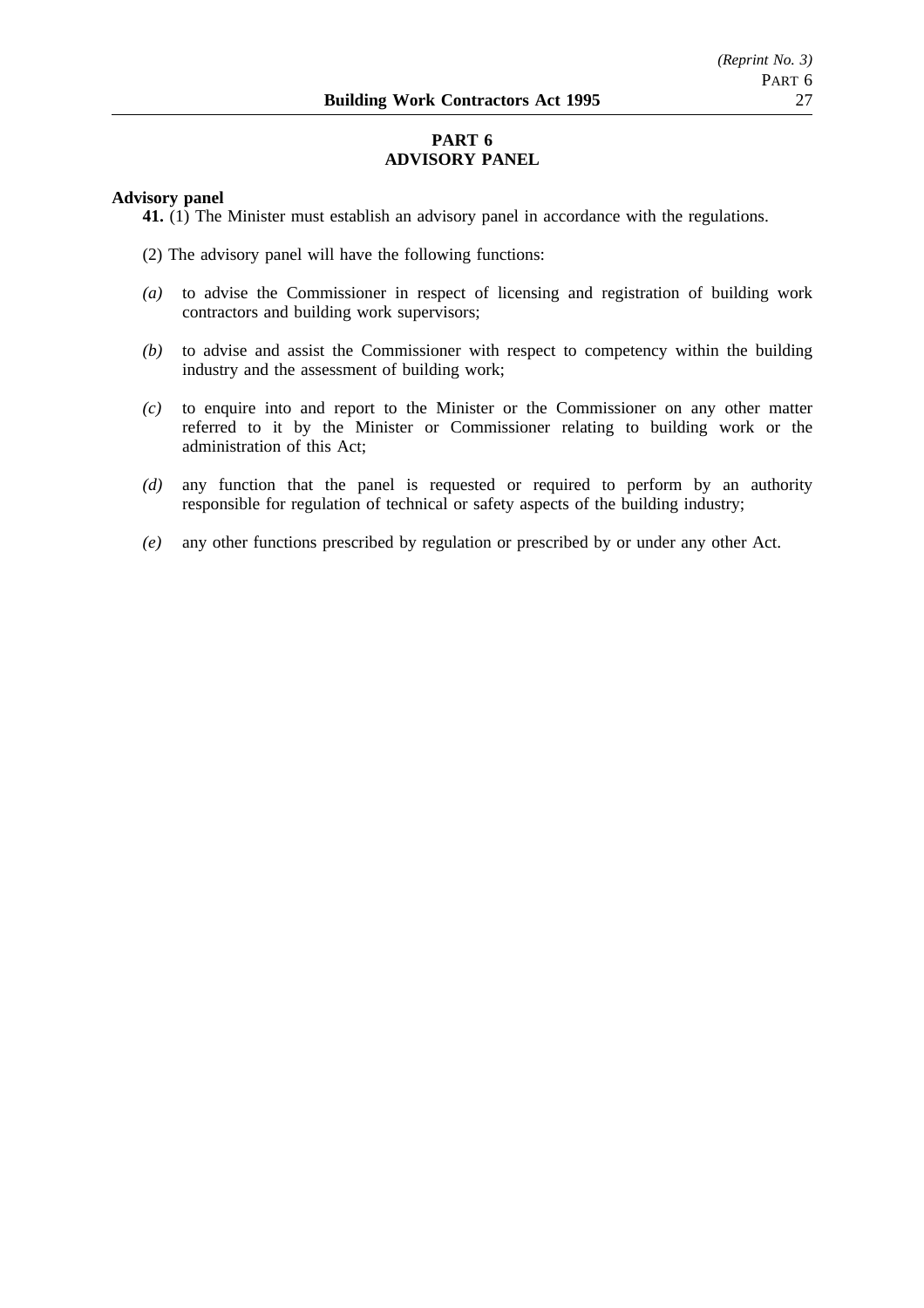# PART 6
# ADVISORY PANEL

**Advisory panel**

**41.** (1) The Minister must establish an advisory panel in accordance with the regulations.

(2) The advisory panel will have the following functions:

*(a)* to advise the Commissioner in respect of licensing and registration of building work contractors and building work supervisors;

*(b)* to advise and assist the Commissioner with respect to competency within the building industry and the assessment of building work;

*(c)* to enquire into and report to the Minister or the Commissioner on any other matter referred to it by the Minister or Commissioner relating to building work or the administration of this Act;

*(d)* any function that the panel is requested or required to perform by an authority responsible for regulation of technical or safety aspects of the building industry;

*(e)* any other functions prescribed by regulation or prescribed by or under any other Act.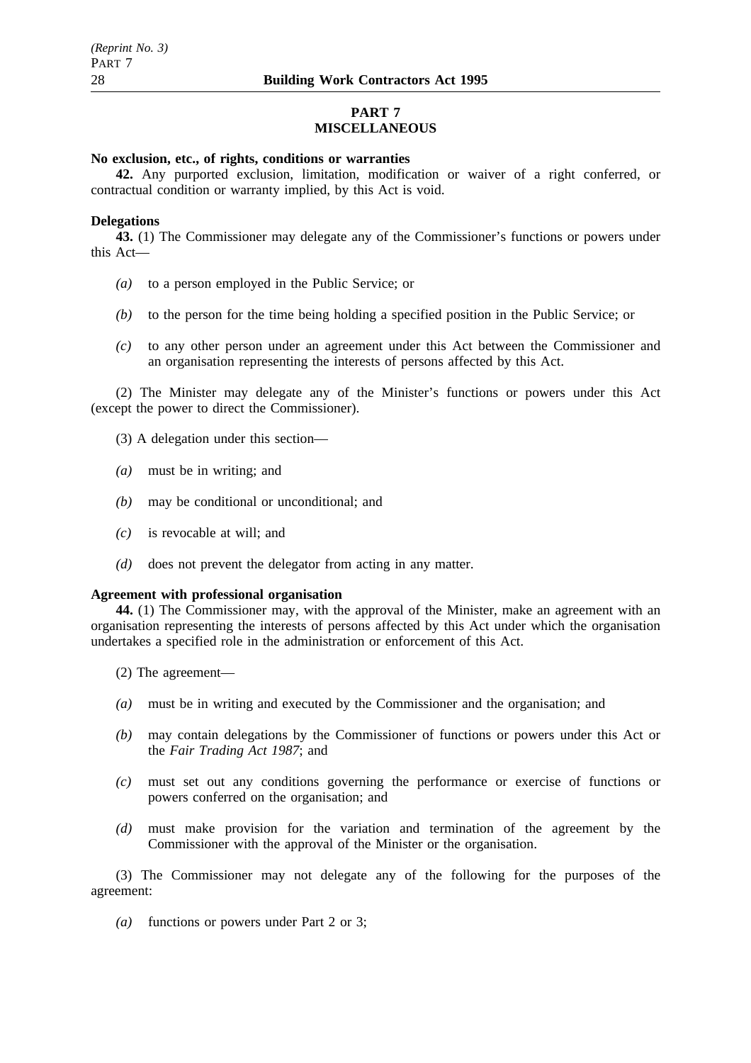## PART 7
## MISCELLANEOUS

**No exclusion, etc., of rights, conditions or warranties**

**42.** Any purported exclusion, limitation, modification or waiver of a right conferred, or contractual condition or warranty implied, by this Act is void.

**Delegations**

**43.** (1) The Commissioner may delegate any of the Commissioner's functions or powers under this Act—

*(a)* to a person employed in the Public Service; or

*(b)* to the person for the time being holding a specified position in the Public Service; or

*(c)* to any other person under an agreement under this Act between the Commissioner and an organisation representing the interests of persons affected by this Act.

(2) The Minister may delegate any of the Minister's functions or powers under this Act (except the power to direct the Commissioner).

(3) A delegation under this section—

*(a)* must be in writing; and

*(b)* may be conditional or unconditional; and

*(c)* is revocable at will; and

*(d)* does not prevent the delegator from acting in any matter.

**Agreement with professional organisation**

**44.** (1) The Commissioner may, with the approval of the Minister, make an agreement with an organisation representing the interests of persons affected by this Act under which the organisation undertakes a specified role in the administration or enforcement of this Act.

(2) The agreement—

*(a)* must be in writing and executed by the Commissioner and the organisation; and

*(b)* may contain delegations by the Commissioner of functions or powers under this Act or the *Fair Trading Act 1987*; and

*(c)* must set out any conditions governing the performance or exercise of functions or powers conferred on the organisation; and

*(d)* must make provision for the variation and termination of the agreement by the Commissioner with the approval of the Minister or the organisation.

(3) The Commissioner may not delegate any of the following for the purposes of the agreement:

*(a)* functions or powers under Part 2 or 3;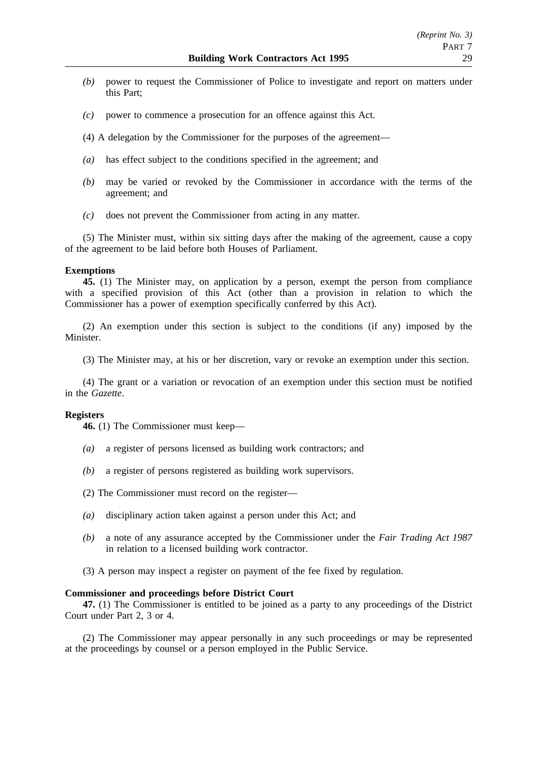*(b)* power to request the Commissioner of Police to investigate and report on matters under this Part;

*(c)* power to commence a prosecution for an offence against this Act.

(4) A delegation by the Commissioner for the purposes of the agreement—

*(a)* has effect subject to the conditions specified in the agreement; and

*(b)* may be varied or revoked by the Commissioner in accordance with the terms of the agreement; and

*(c)* does not prevent the Commissioner from acting in any matter.

(5) The Minister must, within six sitting days after the making of the agreement, cause a copy of the agreement to be laid before both Houses of Parliament.

**Exemptions**

**45.** (1) The Minister may, on application by a person, exempt the person from compliance with a specified provision of this Act (other than a provision in relation to which the Commissioner has a power of exemption specifically conferred by this Act).

(2) An exemption under this section is subject to the conditions (if any) imposed by the Minister.

(3) The Minister may, at his or her discretion, vary or revoke an exemption under this section.

(4) The grant or a variation or revocation of an exemption under this section must be notified in the *Gazette*.

**Registers**

**46.** (1) The Commissioner must keep—

*(a)* a register of persons licensed as building work contractors; and

*(b)* a register of persons registered as building work supervisors.

(2) The Commissioner must record on the register—

*(a)* disciplinary action taken against a person under this Act; and

*(b)* a note of any assurance accepted by the Commissioner under the *Fair Trading Act 1987* in relation to a licensed building work contractor.

(3) A person may inspect a register on payment of the fee fixed by regulation.

**Commissioner and proceedings before District Court**

**47.** (1) The Commissioner is entitled to be joined as a party to any proceedings of the District Court under Part 2, 3 or 4.

(2) The Commissioner may appear personally in any such proceedings or may be represented at the proceedings by counsel or a person employed in the Public Service.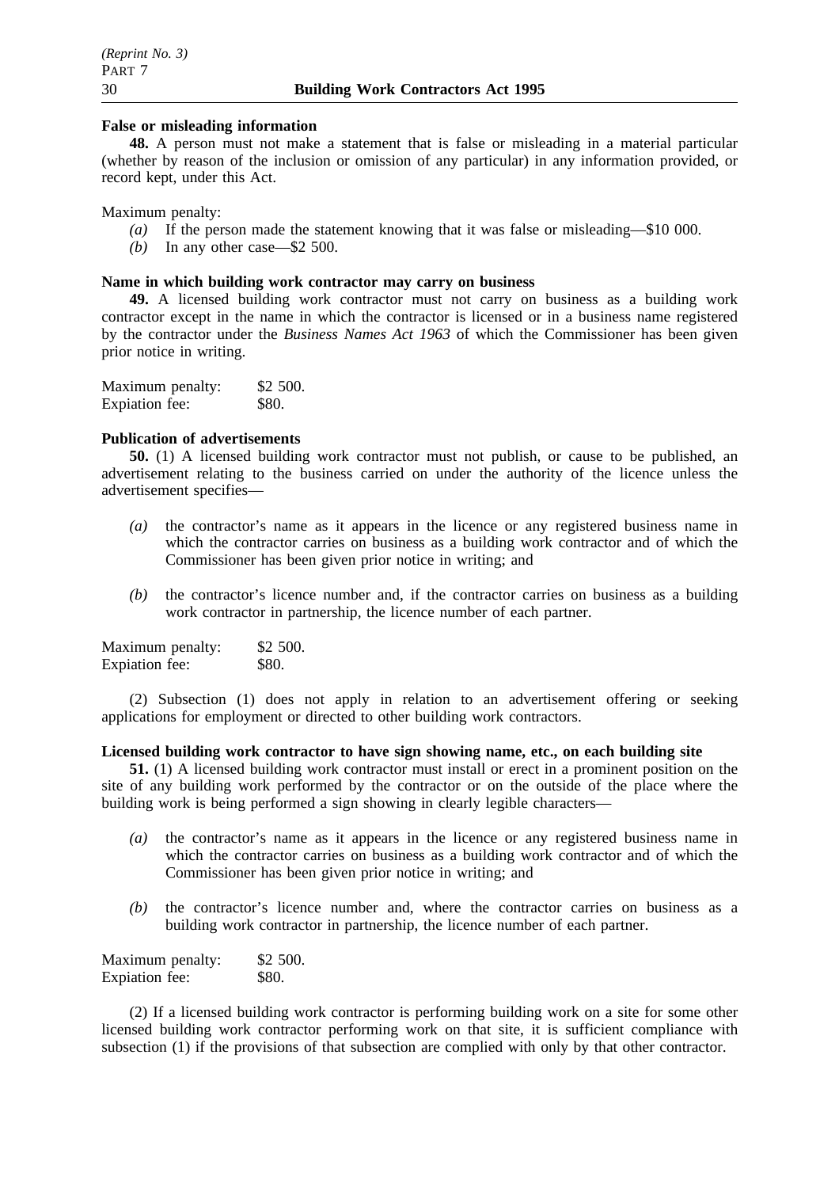**False or misleading information**

**48.** A person must not make a statement that is false or misleading in a material particular (whether by reason of the inclusion or omission of any particular) in any information provided, or record kept, under this Act.

Maximum penalty:

- *(a)* If the person made the statement knowing that it was false or misleading—$10 000.
- *(b)* In any other case—$2 500.

**Name in which building work contractor may carry on business**

**49.** A licensed building work contractor must not carry on business as a building work contractor except in the name in which the contractor is licensed or in a business name registered by the contractor under the *Business Names Act 1963* of which the Commissioner has been given prior notice in writing.

Maximum penalty: $2 500.
Expiation fee: $80.

**Publication of advertisements**

**50.** (1) A licensed building work contractor must not publish, or cause to be published, an advertisement relating to the business carried on under the authority of the licence unless the advertisement specifies—

- *(a)* the contractor's name as it appears in the licence or any registered business name in which the contractor carries on business as a building work contractor and of which the Commissioner has been given prior notice in writing; and
- *(b)* the contractor's licence number and, if the contractor carries on business as a building work contractor in partnership, the licence number of each partner.

Maximum penalty: $2 500.
Expiation fee: $80.

(2) Subsection (1) does not apply in relation to an advertisement offering or seeking applications for employment or directed to other building work contractors.

**Licensed building work contractor to have sign showing name, etc., on each building site**

**51.** (1) A licensed building work contractor must install or erect in a prominent position on the site of any building work performed by the contractor or on the outside of the place where the building work is being performed a sign showing in clearly legible characters—

- *(a)* the contractor's name as it appears in the licence or any registered business name in which the contractor carries on business as a building work contractor and of which the Commissioner has been given prior notice in writing; and
- *(b)* the contractor's licence number and, where the contractor carries on business as a building work contractor in partnership, the licence number of each partner.

Maximum penalty: $2 500.
Expiation fee: $80.

(2) If a licensed building work contractor is performing building work on a site for some other licensed building work contractor performing work on that site, it is sufficient compliance with subsection (1) if the provisions of that subsection are complied with only by that other contractor.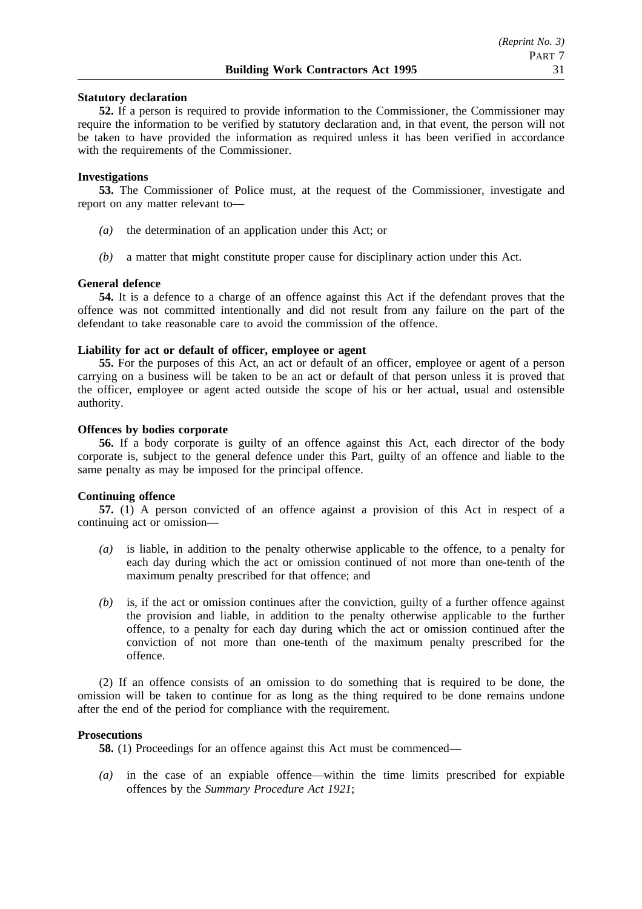**Statutory declaration**

**52.** If a person is required to provide information to the Commissioner, the Commissioner may require the information to be verified by statutory declaration and, in that event, the person will not be taken to have provided the information as required unless it has been verified in accordance with the requirements of the Commissioner.

**Investigations**

**53.** The Commissioner of Police must, at the request of the Commissioner, investigate and report on any matter relevant to—

*(a)* the determination of an application under this Act; or

*(b)* a matter that might constitute proper cause for disciplinary action under this Act.

**General defence**

**54.** It is a defence to a charge of an offence against this Act if the defendant proves that the offence was not committed intentionally and did not result from any failure on the part of the defendant to take reasonable care to avoid the commission of the offence.

**Liability for act or default of officer, employee or agent**

**55.** For the purposes of this Act, an act or default of an officer, employee or agent of a person carrying on a business will be taken to be an act or default of that person unless it is proved that the officer, employee or agent acted outside the scope of his or her actual, usual and ostensible authority.

**Offences by bodies corporate**

**56.** If a body corporate is guilty of an offence against this Act, each director of the body corporate is, subject to the general defence under this Part, guilty of an offence and liable to the same penalty as may be imposed for the principal offence.

**Continuing offence**

**57.** (1) A person convicted of an offence against a provision of this Act in respect of a continuing act or omission—

*(a)* is liable, in addition to the penalty otherwise applicable to the offence, to a penalty for each day during which the act or omission continued of not more than one-tenth of the maximum penalty prescribed for that offence; and

*(b)* is, if the act or omission continues after the conviction, guilty of a further offence against the provision and liable, in addition to the penalty otherwise applicable to the further offence, to a penalty for each day during which the act or omission continued after the conviction of not more than one-tenth of the maximum penalty prescribed for the offence.

(2) If an offence consists of an omission to do something that is required to be done, the omission will be taken to continue for as long as the thing required to be done remains undone after the end of the period for compliance with the requirement.

**Prosecutions**

**58.** (1) Proceedings for an offence against this Act must be commenced—

*(a)* in the case of an expiable offence—within the time limits prescribed for expiable offences by the *Summary Procedure Act 1921*;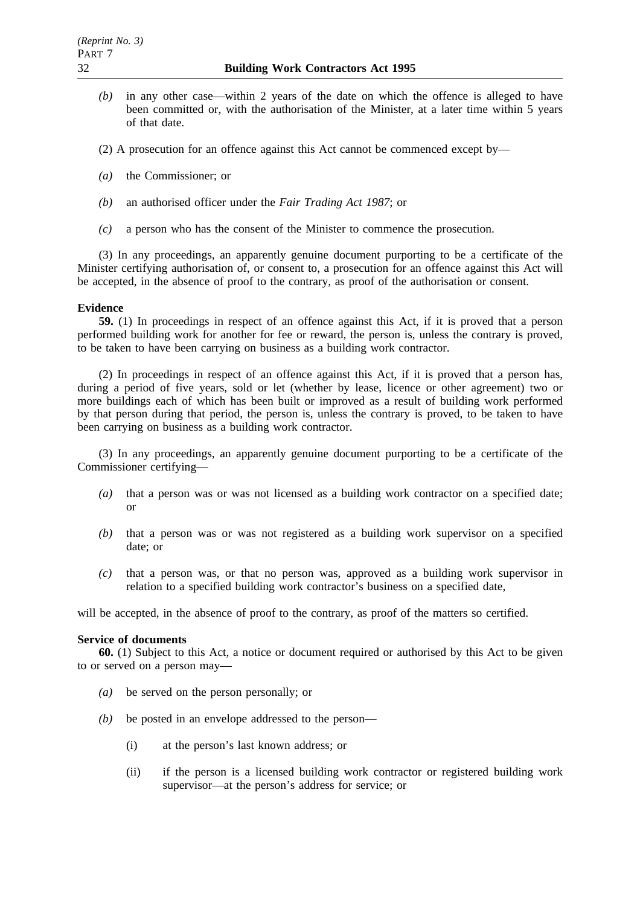*(b)* in any other case—within 2 years of the date on which the offence is alleged to have been committed or, with the authorisation of the Minister, at a later time within 5 years of that date.

(2) A prosecution for an offence against this Act cannot be commenced except by—

*(a)* the Commissioner; or

*(b)* an authorised officer under the *Fair Trading Act 1987*; or

*(c)* a person who has the consent of the Minister to commence the prosecution.

(3) In any proceedings, an apparently genuine document purporting to be a certificate of the Minister certifying authorisation of, or consent to, a prosecution for an offence against this Act will be accepted, in the absence of proof to the contrary, as proof of the authorisation or consent.

**Evidence**

**59.** (1) In proceedings in respect of an offence against this Act, if it is proved that a person performed building work for another for fee or reward, the person is, unless the contrary is proved, to be taken to have been carrying on business as a building work contractor.

(2) In proceedings in respect of an offence against this Act, if it is proved that a person has, during a period of five years, sold or let (whether by lease, licence or other agreement) two or more buildings each of which has been built or improved as a result of building work performed by that person during that period, the person is, unless the contrary is proved, to be taken to have been carrying on business as a building work contractor.

(3) In any proceedings, an apparently genuine document purporting to be a certificate of the Commissioner certifying—

*(a)* that a person was or was not licensed as a building work contractor on a specified date; or

*(b)* that a person was or was not registered as a building work supervisor on a specified date; or

*(c)* that a person was, or that no person was, approved as a building work supervisor in relation to a specified building work contractor's business on a specified date,

will be accepted, in the absence of proof to the contrary, as proof of the matters so certified.

**Service of documents**

**60.** (1) Subject to this Act, a notice or document required or authorised by this Act to be given to or served on a person may—

*(a)* be served on the person personally; or

*(b)* be posted in an envelope addressed to the person—

(i) at the person's last known address; or

(ii) if the person is a licensed building work contractor or registered building work supervisor—at the person's address for service; or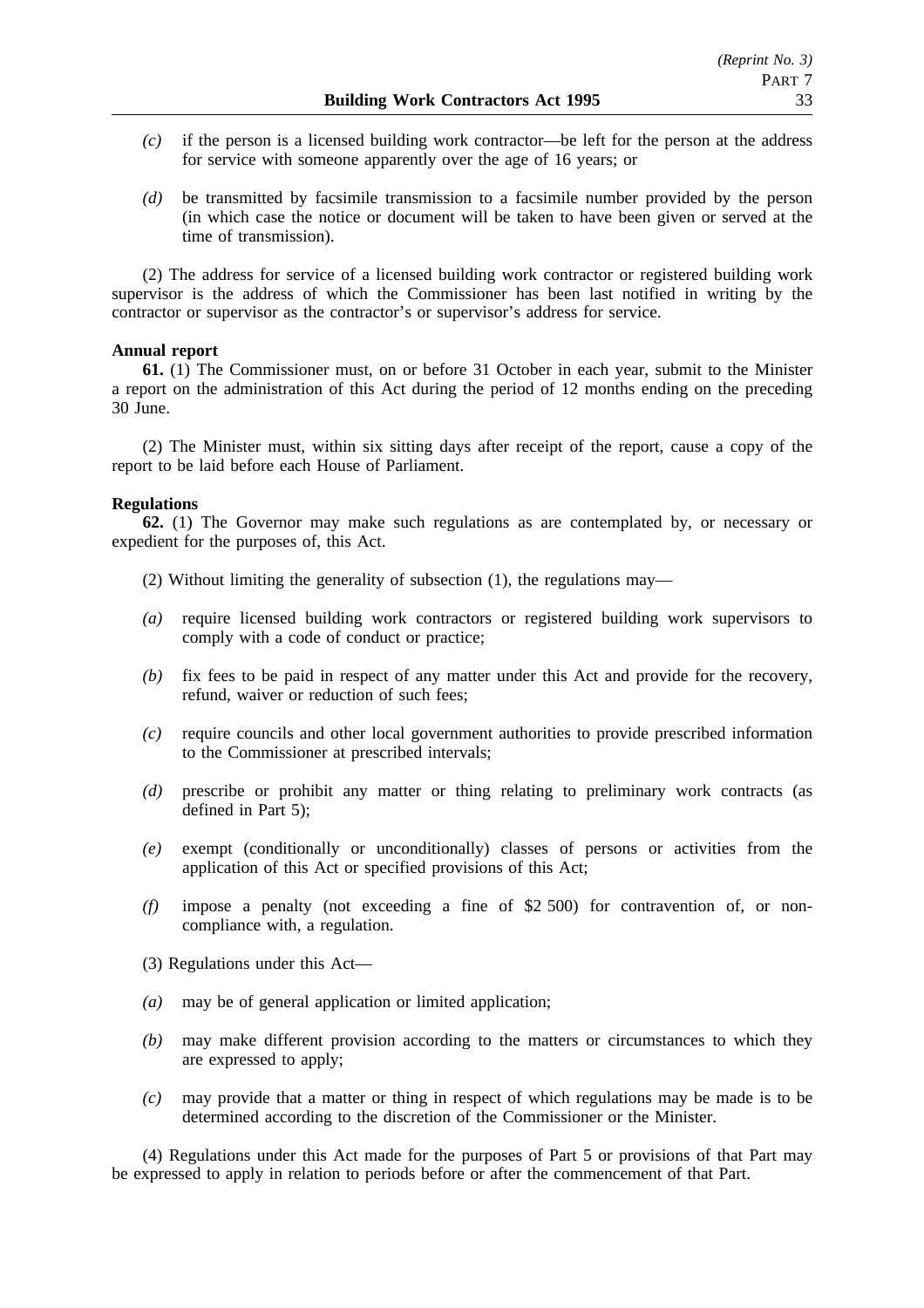*(c)* if the person is a licensed building work contractor—be left for the person at the address for service with someone apparently over the age of 16 years; or

*(d)* be transmitted by facsimile transmission to a facsimile number provided by the person (in which case the notice or document will be taken to have been given or served at the time of transmission).

(2) The address for service of a licensed building work contractor or registered building work supervisor is the address of which the Commissioner has been last notified in writing by the contractor or supervisor as the contractor's or supervisor's address for service.

**Annual report**

**61.** (1) The Commissioner must, on or before 31 October in each year, submit to the Minister a report on the administration of this Act during the period of 12 months ending on the preceding 30 June.

(2) The Minister must, within six sitting days after receipt of the report, cause a copy of the report to be laid before each House of Parliament.

**Regulations**

**62.** (1) The Governor may make such regulations as are contemplated by, or necessary or expedient for the purposes of, this Act.

(2) Without limiting the generality of subsection (1), the regulations may—

*(a)* require licensed building work contractors or registered building work supervisors to comply with a code of conduct or practice;

*(b)* fix fees to be paid in respect of any matter under this Act and provide for the recovery, refund, waiver or reduction of such fees;

*(c)* require councils and other local government authorities to provide prescribed information to the Commissioner at prescribed intervals;

*(d)* prescribe or prohibit any matter or thing relating to preliminary work contracts (as defined in Part 5);

*(e)* exempt (conditionally or unconditionally) classes of persons or activities from the application of this Act or specified provisions of this Act;

*(f)* impose a penalty (not exceeding a fine of $2 500) for contravention of, or non-compliance with, a regulation.

(3) Regulations under this Act—

*(a)* may be of general application or limited application;

*(b)* may make different provision according to the matters or circumstances to which they are expressed to apply;

*(c)* may provide that a matter or thing in respect of which regulations may be made is to be determined according to the discretion of the Commissioner or the Minister.

(4) Regulations under this Act made for the purposes of Part 5 or provisions of that Part may be expressed to apply in relation to periods before or after the commencement of that Part.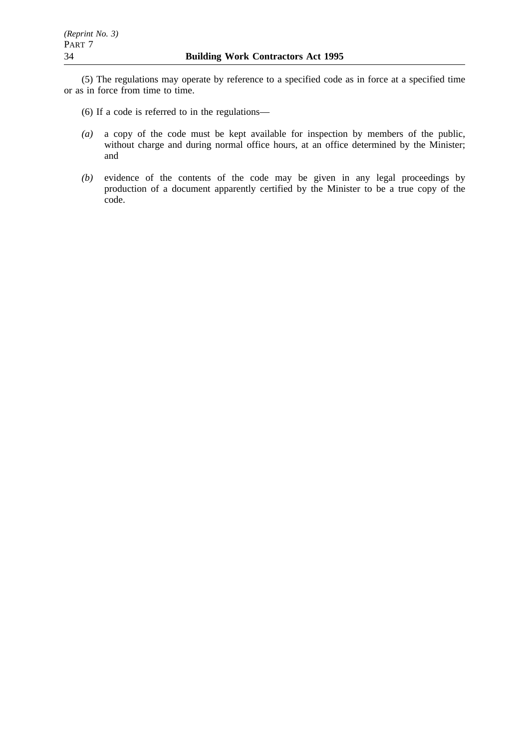(5) The regulations may operate by reference to a specified code as in force at a specified time or as in force from time to time.

(6) If a code is referred to in the regulations—

*(a)* a copy of the code must be kept available for inspection by members of the public, without charge and during normal office hours, at an office determined by the Minister; and

*(b)* evidence of the contents of the code may be given in any legal proceedings by production of a document apparently certified by the Minister to be a true copy of the code.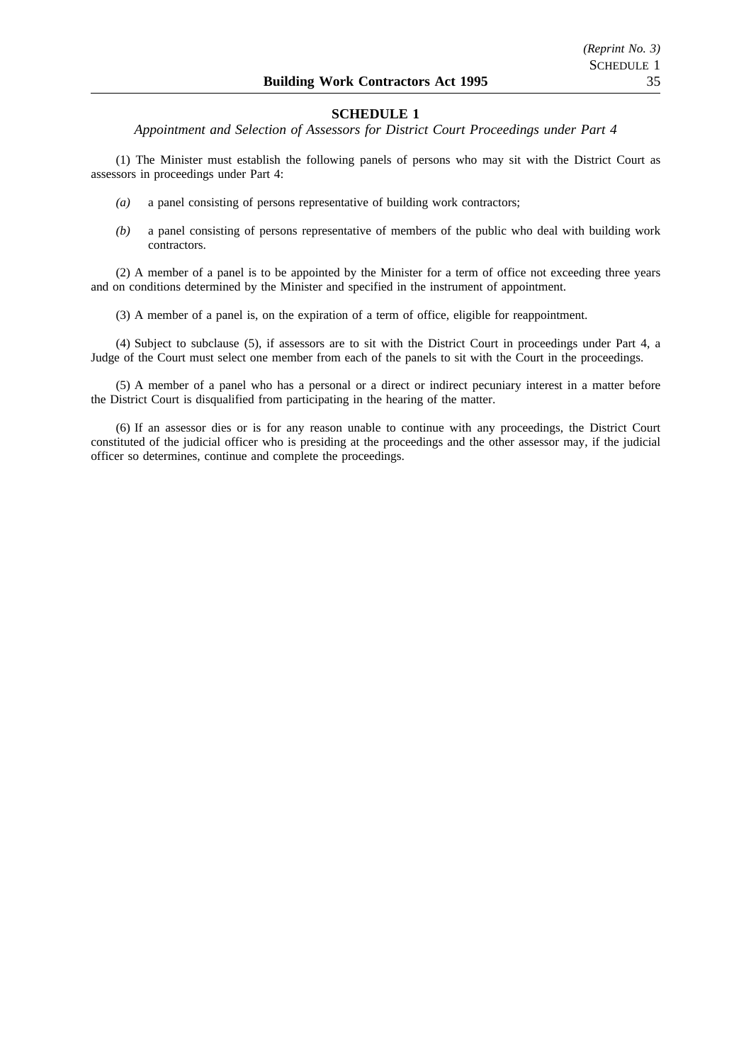## SCHEDULE 1

*Appointment and Selection of Assessors for District Court Proceedings under Part 4*

(1) The Minister must establish the following panels of persons who may sit with the District Court as assessors in proceedings under Part 4:

*(a)* a panel consisting of persons representative of building work contractors;

*(b)* a panel consisting of persons representative of members of the public who deal with building work contractors.

(2) A member of a panel is to be appointed by the Minister for a term of office not exceeding three years and on conditions determined by the Minister and specified in the instrument of appointment.

(3) A member of a panel is, on the expiration of a term of office, eligible for reappointment.

(4) Subject to subclause (5), if assessors are to sit with the District Court in proceedings under Part 4, a Judge of the Court must select one member from each of the panels to sit with the Court in the proceedings.

(5) A member of a panel who has a personal or a direct or indirect pecuniary interest in a matter before the District Court is disqualified from participating in the hearing of the matter.

(6) If an assessor dies or is for any reason unable to continue with any proceedings, the District Court constituted of the judicial officer who is presiding at the proceedings and the other assessor may, if the judicial officer so determines, continue and complete the proceedings.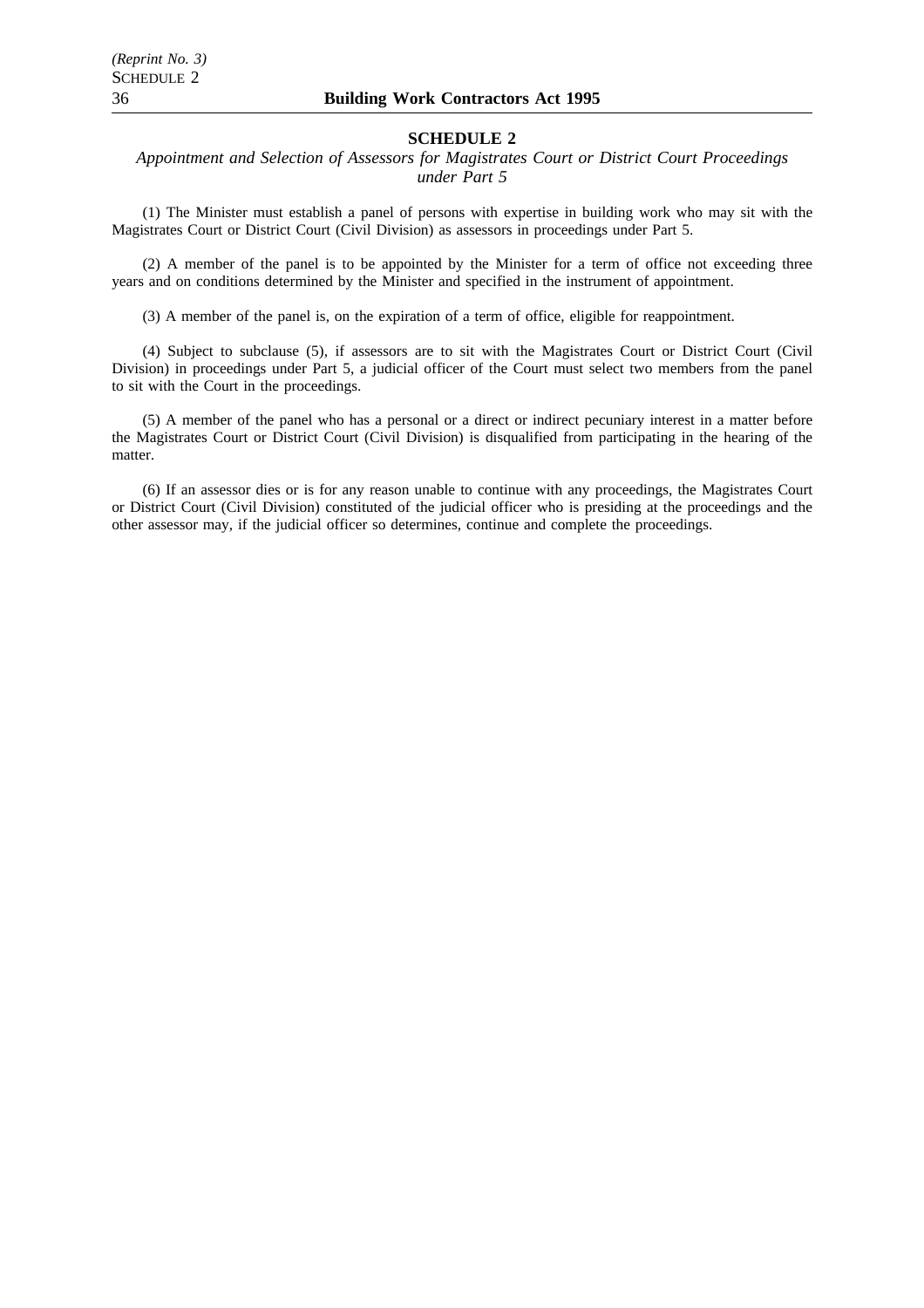## SCHEDULE 2

*Appointment and Selection of Assessors for Magistrates Court or District Court Proceedings under Part 5*

(1) The Minister must establish a panel of persons with expertise in building work who may sit with the Magistrates Court or District Court (Civil Division) as assessors in proceedings under Part 5.

(2) A member of the panel is to be appointed by the Minister for a term of office not exceeding three years and on conditions determined by the Minister and specified in the instrument of appointment.

(3) A member of the panel is, on the expiration of a term of office, eligible for reappointment.

(4) Subject to subclause (5), if assessors are to sit with the Magistrates Court or District Court (Civil Division) in proceedings under Part 5, a judicial officer of the Court must select two members from the panel to sit with the Court in the proceedings.

(5) A member of the panel who has a personal or a direct or indirect pecuniary interest in a matter before the Magistrates Court or District Court (Civil Division) is disqualified from participating in the hearing of the matter.

(6) If an assessor dies or is for any reason unable to continue with any proceedings, the Magistrates Court or District Court (Civil Division) constituted of the judicial officer who is presiding at the proceedings and the other assessor may, if the judicial officer so determines, continue and complete the proceedings.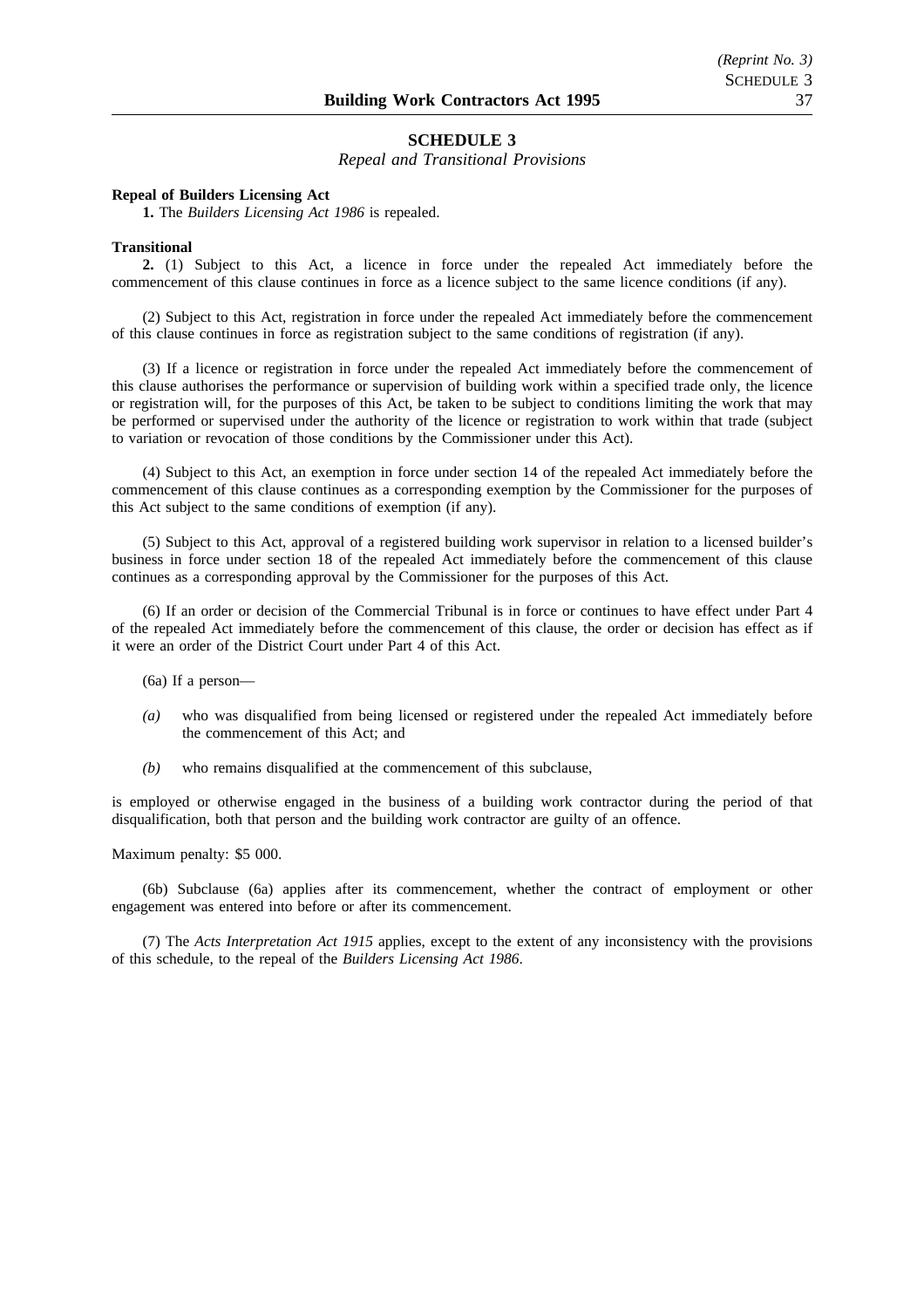## SCHEDULE 3

*Repeal and Transitional Provisions*

**Repeal of Builders Licensing Act**

**1.** The *Builders Licensing Act 1986* is repealed.

**Transitional**

**2.** (1) Subject to this Act, a licence in force under the repealed Act immediately before the commencement of this clause continues in force as a licence subject to the same licence conditions (if any).

(2) Subject to this Act, registration in force under the repealed Act immediately before the commencement of this clause continues in force as registration subject to the same conditions of registration (if any).

(3) If a licence or registration in force under the repealed Act immediately before the commencement of this clause authorises the performance or supervision of building work within a specified trade only, the licence or registration will, for the purposes of this Act, be taken to be subject to conditions limiting the work that may be performed or supervised under the authority of the licence or registration to work within that trade (subject to variation or revocation of those conditions by the Commissioner under this Act).

(4) Subject to this Act, an exemption in force under section 14 of the repealed Act immediately before the commencement of this clause continues as a corresponding exemption by the Commissioner for the purposes of this Act subject to the same conditions of exemption (if any).

(5) Subject to this Act, approval of a registered building work supervisor in relation to a licensed builder's business in force under section 18 of the repealed Act immediately before the commencement of this clause continues as a corresponding approval by the Commissioner for the purposes of this Act.

(6) If an order or decision of the Commercial Tribunal is in force or continues to have effect under Part 4 of the repealed Act immediately before the commencement of this clause, the order or decision has effect as if it were an order of the District Court under Part 4 of this Act.

(6a) If a person—

*(a)* who was disqualified from being licensed or registered under the repealed Act immediately before the commencement of this Act; and

*(b)* who remains disqualified at the commencement of this subclause,

is employed or otherwise engaged in the business of a building work contractor during the period of that disqualification, both that person and the building work contractor are guilty of an offence.

Maximum penalty: $5 000.

(6b) Subclause (6a) applies after its commencement, whether the contract of employment or other engagement was entered into before or after its commencement.

(7) The *Acts Interpretation Act 1915* applies, except to the extent of any inconsistency with the provisions of this schedule, to the repeal of the *Builders Licensing Act 1986*.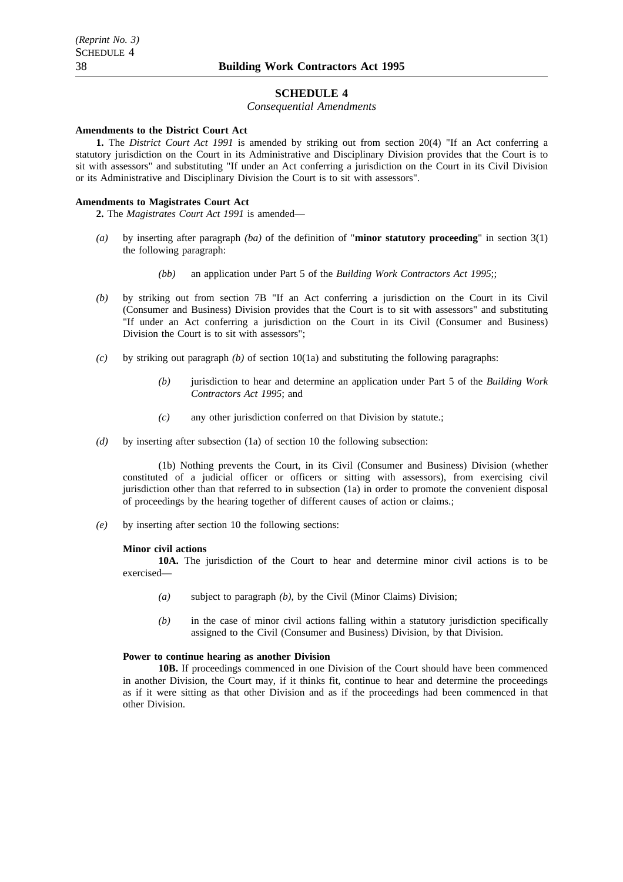## SCHEDULE 4

*Consequential Amendments*

**Amendments to the District Court Act**

**1.** The *District Court Act 1991* is amended by striking out from section 20(4) "If an Act conferring a statutory jurisdiction on the Court in its Administrative and Disciplinary Division provides that the Court is to sit with assessors" and substituting "If under an Act conferring a jurisdiction on the Court in its Civil Division or its Administrative and Disciplinary Division the Court is to sit with assessors".

**Amendments to Magistrates Court Act**

**2.** The *Magistrates Court Act 1991* is amended—

*(a)* by inserting after paragraph *(ba)* of the definition of "**minor statutory proceeding**" in section 3(1) the following paragraph:

> *(bb)* an application under Part 5 of the *Building Work Contractors Act 1995*;;

*(b)* by striking out from section 7B "If an Act conferring a jurisdiction on the Court in its Civil (Consumer and Business) Division provides that the Court is to sit with assessors" and substituting "If under an Act conferring a jurisdiction on the Court in its Civil (Consumer and Business) Division the Court is to sit with assessors";

*(c)* by striking out paragraph *(b)* of section 10(1a) and substituting the following paragraphs:

> *(b)* jurisdiction to hear and determine an application under Part 5 of the *Building Work Contractors Act 1995*; and
>
> *(c)* any other jurisdiction conferred on that Division by statute.;

*(d)* by inserting after subsection (1a) of section 10 the following subsection:

> (1b) Nothing prevents the Court, in its Civil (Consumer and Business) Division (whether constituted of a judicial officer or officers or sitting with assessors), from exercising civil jurisdiction other than that referred to in subsection (1a) in order to promote the convenient disposal of proceedings by the hearing together of different causes of action or claims.;

*(e)* by inserting after section 10 the following sections:

> **Minor civil actions**
>
> **10A.** The jurisdiction of the Court to hear and determine minor civil actions is to be exercised—
>
> *(a)* subject to paragraph *(b)*, by the Civil (Minor Claims) Division;
>
> *(b)* in the case of minor civil actions falling within a statutory jurisdiction specifically assigned to the Civil (Consumer and Business) Division, by that Division.
>
> **Power to continue hearing as another Division**
>
> **10B.** If proceedings commenced in one Division of the Court should have been commenced in another Division, the Court may, if it thinks fit, continue to hear and determine the proceedings as if it were sitting as that other Division and as if the proceedings had been commenced in that other Division.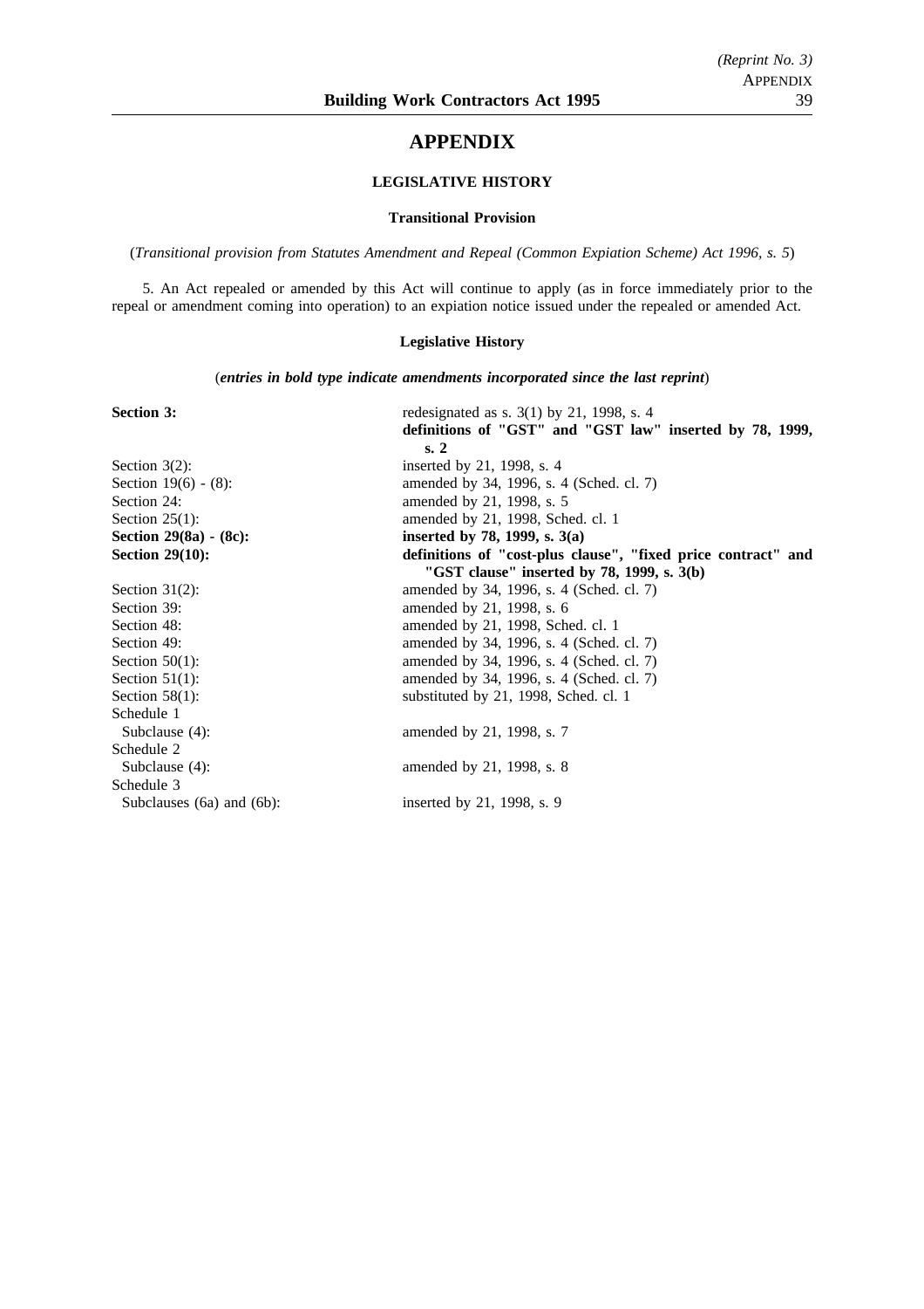# APPENDIX

## LEGISLATIVE HISTORY

### Transitional Provision

(*Transitional provision from Statutes Amendment and Repeal (Common Expiation Scheme) Act 1996, s. 5*)

5. An Act repealed or amended by this Act will continue to apply (as in force immediately prior to the repeal or amendment coming into operation) to an expiation notice issued under the repealed or amended Act.

### Legislative History

(***entries in bold type indicate amendments incorporated since the last reprint***)

| | |
|---|---|
| **Section 3:** | redesignated as s. 3(1) by 21, 1998, s. 4<br>**definitions of "GST" and "GST law" inserted by 78, 1999, s. 2** |
| Section 3(2): | inserted by 21, 1998, s. 4 |
| Section 19(6) - (8): | amended by 34, 1996, s. 4 (Sched. cl. 7) |
| Section 24: | amended by 21, 1998, s. 5 |
| Section 25(1): | amended by 21, 1998, Sched. cl. 1 |
| **Section 29(8a) - (8c):** | **inserted by 78, 1999, s. 3(a)** |
| **Section 29(10):** | **definitions of "cost-plus clause", "fixed price contract" and "GST clause" inserted by 78, 1999, s. 3(b)** |
| Section 31(2): | amended by 34, 1996, s. 4 (Sched. cl. 7) |
| Section 39: | amended by 21, 1998, s. 6 |
| Section 48: | amended by 21, 1998, Sched. cl. 1 |
| Section 49: | amended by 34, 1996, s. 4 (Sched. cl. 7) |
| Section 50(1): | amended by 34, 1996, s. 4 (Sched. cl. 7) |
| Section 51(1): | amended by 34, 1996, s. 4 (Sched. cl. 7) |
| Section 58(1): | substituted by 21, 1998, Sched. cl. 1 |
| Schedule 1 | |
| Subclause (4): | amended by 21, 1998, s. 7 |
| Schedule 2 | |
| Subclause (4): | amended by 21, 1998, s. 8 |
| Schedule 3 | |
| Subclauses (6a) and (6b): | inserted by 21, 1998, s. 9 |